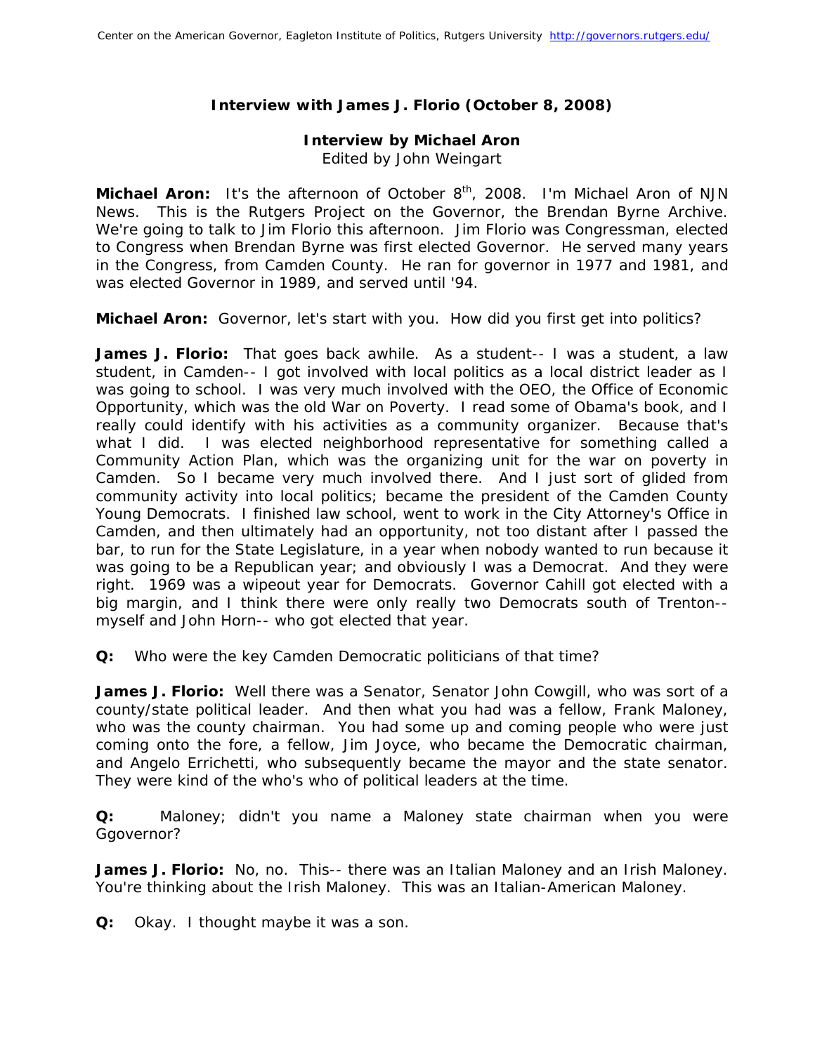**Interview with James J. Florio (October 8, 2008)**

**Interview by Michael Aron**
Edited by John Weingart

**Michael Aron:** It's the afternoon of October 8th, 2008. I'm Michael Aron of NJN News. This is the Rutgers Project on the Governor, the Brendan Byrne Archive. We're going to talk to Jim Florio this afternoon. Jim Florio was Congressman, elected to Congress when Brendan Byrne was first elected Governor. He served many years in the Congress, from Camden County. He ran for governor in 1977 and 1981, and was elected Governor in 1989, and served until '94.

**Michael Aron:** Governor, let's start with you. How did you first get into politics?

**James J. Florio:** That goes back awhile. As a student-- I was a student, a law student, in Camden-- I got involved with local politics as a local district leader as I was going to school. I was very much involved with the OEO, the Office of Economic Opportunity, which was the old War on Poverty. I read some of Obama's book, and I really could identify with his activities as a community organizer. Because that's what I did. I was elected neighborhood representative for something called a Community Action Plan, which was the organizing unit for the war on poverty in Camden. So I became very much involved there. And I just sort of glided from community activity into local politics; became the president of the Camden County Young Democrats. I finished law school, went to work in the City Attorney's Office in Camden, and then ultimately had an opportunity, not too distant after I passed the bar, to run for the State Legislature, in a year when nobody wanted to run because it was going to be a Republican year; and obviously I was a Democrat. And they were right. 1969 was a wipeout year for Democrats. Governor Cahill got elected with a big margin, and I think there were only really two Democrats south of Trenton-- myself and John Horn-- who got elected that year.

**Q:** Who were the key Camden Democratic politicians of that time?

**James J. Florio:** Well there was a Senator, Senator John Cowgill, who was sort of a county/state political leader. And then what you had was a fellow, Frank Maloney, who was the county chairman. You had some up and coming people who were just coming onto the fore, a fellow, Jim Joyce, who became the Democratic chairman, and Angelo Errichetti, who subsequently became the mayor and the state senator. They were kind of the who's who of political leaders at the time.

**Q:** Maloney; didn't you name a Maloney state chairman when you were Ggovernor?

**James J. Florio:** No, no. This-- there was an Italian Maloney and an Irish Maloney. You're thinking about the Irish Maloney. This was an Italian-American Maloney.

**Q:** Okay. I thought maybe it was a son.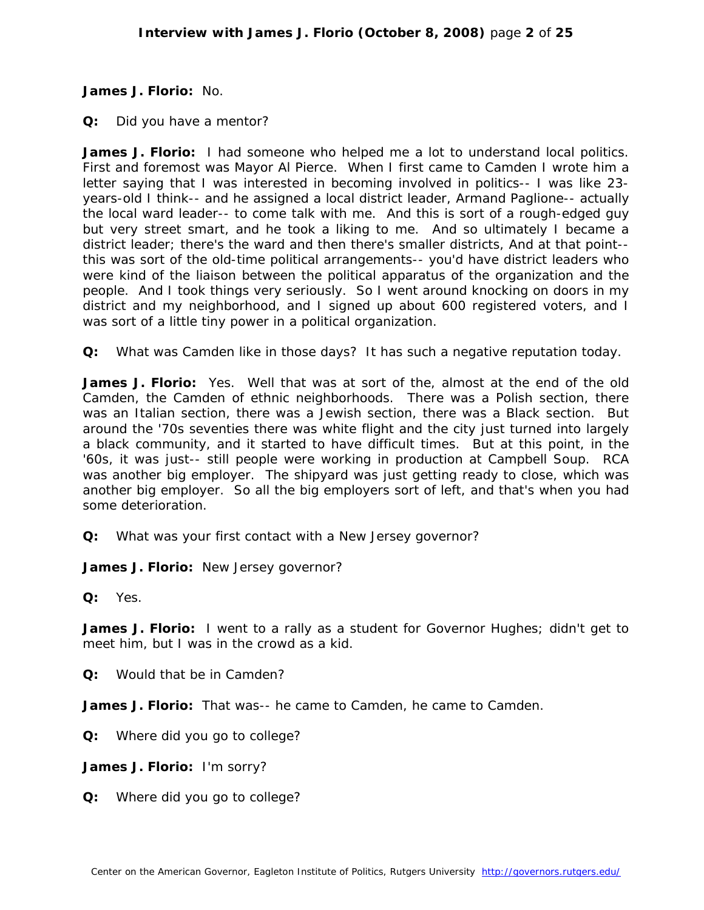**James J. Florio:** No.

**Q:** Did you have a mentor?

**James J. Florio:** I had someone who helped me a lot to understand local politics. First and foremost was Mayor Al Pierce. When I first came to Camden I wrote him a letter saying that I was interested in becoming involved in politics-- I was like 23-years-old I think-- and he assigned a local district leader, Armand Paglione-- actually the local ward leader-- to come talk with me. And this is sort of a rough-edged guy but very street smart, and he took a liking to me. And so ultimately I became a district leader; there's the ward and then there's smaller districts, And at that point-- this was sort of the old-time political arrangements-- you'd have district leaders who were kind of the liaison between the political apparatus of the organization and the people. And I took things very seriously. So I went around knocking on doors in my district and my neighborhood, and I signed up about 600 registered voters, and I was sort of a little tiny power in a political organization.

**Q:** What was Camden like in those days? It has such a negative reputation today.

**James J. Florio:** Yes. Well that was at sort of the, almost at the end of the old Camden, the Camden of ethnic neighborhoods. There was a Polish section, there was an Italian section, there was a Jewish section, there was a Black section. But around the '70s seventies there was white flight and the city just turned into largely a black community, and it started to have difficult times. But at this point, in the '60s, it was just-- still people were working in production at Campbell Soup. RCA was another big employer. The shipyard was just getting ready to close, which was another big employer. So all the big employers sort of left, and that's when you had some deterioration.

**Q:** What was your first contact with a New Jersey governor?

**James J. Florio:** New Jersey governor?

**Q:** Yes.

**James J. Florio:** I went to a rally as a student for Governor Hughes; didn't get to meet him, but I was in the crowd as a kid.

**Q:** Would that be in Camden?

**James J. Florio:** That was-- he came to Camden, he came to Camden.

**Q:** Where did you go to college?

**James J. Florio:** I'm sorry?

**Q:** Where did you go to college?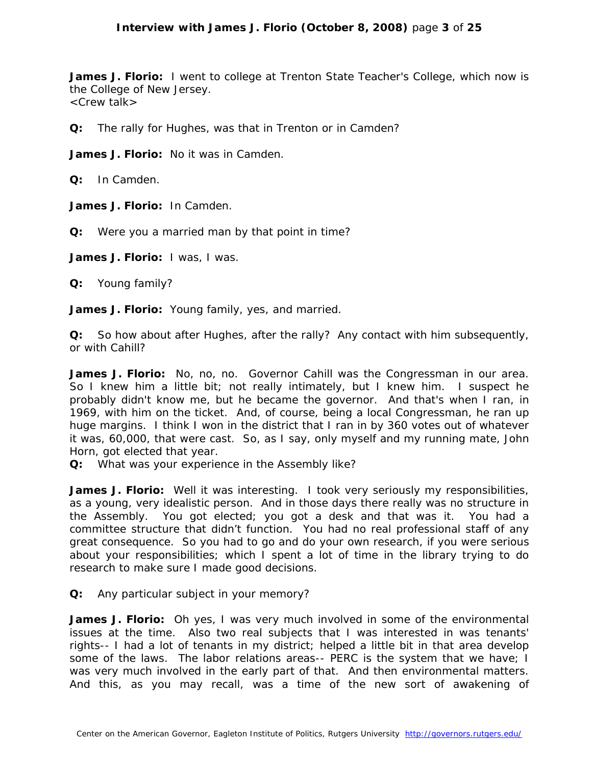**James J. Florio:** I went to college at Trenton State Teacher's College, which now is the College of New Jersey.
<Crew talk>

**Q:** The rally for Hughes, was that in Trenton or in Camden?

**James J. Florio:** No it was in Camden.

**Q:** In Camden.

**James J. Florio:** In Camden.

**Q:** Were you a married man by that point in time?

**James J. Florio:** I was, I was.

**Q:** Young family?

**James J. Florio:** Young family, yes, and married.

**Q:** So how about after Hughes, after the rally? Any contact with him subsequently, or with Cahill?

**James J. Florio:** No, no, no. Governor Cahill was the Congressman in our area. So I knew him a little bit; not really intimately, but I knew him. I suspect he probably didn't know me, but he became the governor. And that's when I ran, in 1969, with him on the ticket. And, of course, being a local Congressman, he ran up huge margins. I think I won in the district that I ran in by 360 votes out of whatever it was, 60,000, that were cast. So, as I say, only myself and my running mate, John Horn, got elected that year.

**Q:** What was your experience in the Assembly like?

**James J. Florio:** Well it was interesting. I took very seriously my responsibilities, as a young, very idealistic person. And in those days there really was no structure in the Assembly. You got elected; you got a desk and that was it. You had a committee structure that didn't function. You had no real professional staff of any great consequence. So you had to go and do your own research, if you were serious about your responsibilities; which I spent a lot of time in the library trying to do research to make sure I made good decisions.

**Q:** Any particular subject in your memory?

**James J. Florio:** Oh yes, I was very much involved in some of the environmental issues at the time. Also two real subjects that I was interested in was tenants' rights-- I had a lot of tenants in my district; helped a little bit in that area develop some of the laws. The labor relations areas-- PERC is the system that we have; I was very much involved in the early part of that. And then environmental matters. And this, as you may recall, was a time of the new sort of awakening of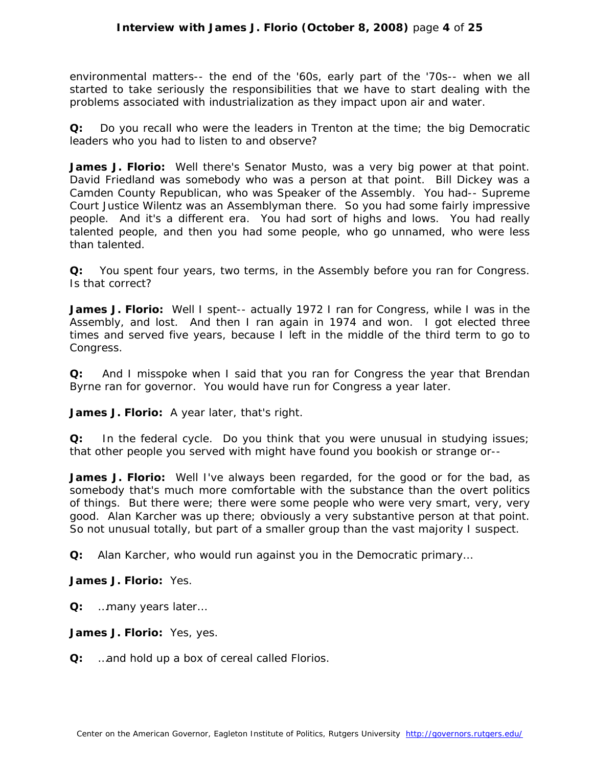environmental matters-- the end of the '60s, early part of the '70s-- when we all started to take seriously the responsibilities that we have to start dealing with the problems associated with industrialization as they impact upon air and water.

**Q:** Do you recall who were the leaders in Trenton at the time; the big Democratic leaders who you had to listen to and observe?

**James J. Florio:** Well there's Senator Musto, was a very big power at that point. David Friedland was somebody who was a person at that point. Bill Dickey was a Camden County Republican, who was Speaker of the Assembly. You had-- Supreme Court Justice Wilentz was an Assemblyman there. So you had some fairly impressive people. And it's a different era. You had sort of highs and lows. You had really talented people, and then you had some people, who go unnamed, who were less than talented.

**Q:** You spent four years, two terms, in the Assembly before you ran for Congress. Is that correct?

**James J. Florio:** Well I spent-- actually 1972 I ran for Congress, while I was in the Assembly, and lost. And then I ran again in 1974 and won. I got elected three times and served five years, because I left in the middle of the third term to go to Congress.

**Q:** And I misspoke when I said that you ran for Congress the year that Brendan Byrne ran for governor. You would have run for Congress a year later.

**James J. Florio:** A year later, that's right.

**Q:** In the federal cycle. Do you think that you were unusual in studying issues; that other people you served with might have found you bookish or strange or--

**James J. Florio:** Well I've always been regarded, for the good or for the bad, as somebody that's much more comfortable with the substance than the overt politics of things. But there were; there were some people who were very smart, very, very good. Alan Karcher was up there; obviously a very substantive person at that point. So not unusual totally, but part of a smaller group than the vast majority I suspect.

**Q:** Alan Karcher, who would run against you in the Democratic primary…

**James J. Florio:** Yes.

**Q:** …many years later…

**James J. Florio:** Yes, yes.

**Q:** …and hold up a box of cereal called Florios.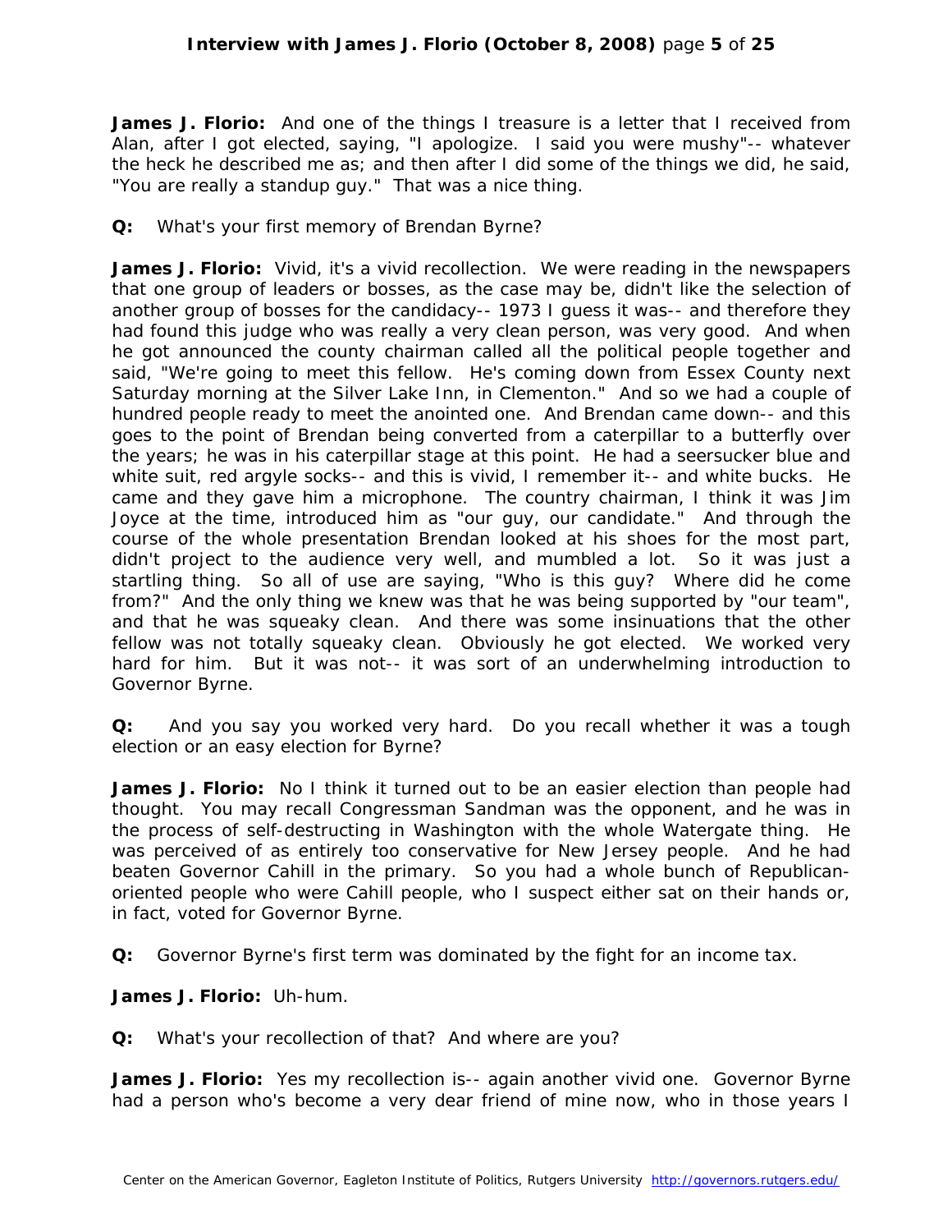**James J. Florio:** And one of the things I treasure is a letter that I received from Alan, after I got elected, saying, "I apologize. I said you were mushy"-- whatever the heck he described me as; and then after I did some of the things we did, he said, "You are really a standup guy." That was a nice thing.

**Q:** What's your first memory of Brendan Byrne?

**James J. Florio:** Vivid, it's a vivid recollection. We were reading in the newspapers that one group of leaders or bosses, as the case may be, didn't like the selection of another group of bosses for the candidacy-- 1973 I guess it was-- and therefore they had found this judge who was really a very clean person, was very good. And when he got announced the county chairman called all the political people together and said, "We're going to meet this fellow. He's coming down from Essex County next Saturday morning at the Silver Lake Inn, in Clementon." And so we had a couple of hundred people ready to meet the anointed one. And Brendan came down-- and this goes to the point of Brendan being converted from a caterpillar to a butterfly over the years; he was in his caterpillar stage at this point. He had a seersucker blue and white suit, red argyle socks-- and this is vivid, I remember it-- and white bucks. He came and they gave him a microphone. The country chairman, I think it was Jim Joyce at the time, introduced him as "our guy, our candidate." And through the course of the whole presentation Brendan looked at his shoes for the most part, didn't project to the audience very well, and mumbled a lot. So it was just a startling thing. So all of use are saying, "Who is this guy? Where did he come from?" And the only thing we knew was that he was being supported by "our team", and that he was squeaky clean. And there was some insinuations that the other fellow was not totally squeaky clean. Obviously he got elected. We worked very hard for him. But it was not-- it was sort of an underwhelming introduction to Governor Byrne.

**Q:** And you say you worked very hard. Do you recall whether it was a tough election or an easy election for Byrne?

**James J. Florio:** No I think it turned out to be an easier election than people had thought. You may recall Congressman Sandman was the opponent, and he was in the process of self-destructing in Washington with the whole Watergate thing. He was perceived of as entirely too conservative for New Jersey people. And he had beaten Governor Cahill in the primary. So you had a whole bunch of Republican-oriented people who were Cahill people, who I suspect either sat on their hands or, in fact, voted for Governor Byrne.

**Q:** Governor Byrne's first term was dominated by the fight for an income tax.

**James J. Florio:** Uh-hum.

**Q:** What's your recollection of that? And where are you?

**James J. Florio:** Yes my recollection is-- again another vivid one. Governor Byrne had a person who's become a very dear friend of mine now, who in those years I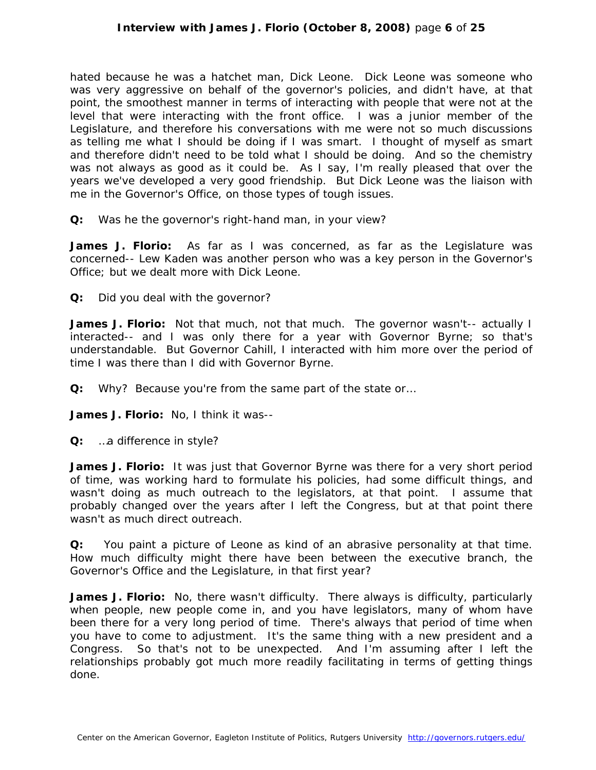hated because he was a hatchet man, Dick Leone. Dick Leone was someone who was very aggressive on behalf of the governor's policies, and didn't have, at that point, the smoothest manner in terms of interacting with people that were not at the level that were interacting with the front office. I was a junior member of the Legislature, and therefore his conversations with me were not so much discussions as telling me what I should be doing if I was smart. I thought of myself as smart and therefore didn't need to be told what I should be doing. And so the chemistry was not always as good as it could be. As I say, I'm really pleased that over the years we've developed a very good friendship. But Dick Leone was the liaison with me in the Governor's Office, on those types of tough issues.

**Q:** Was he the governor's right-hand man, in your view?

**James J. Florio:** As far as I was concerned, as far as the Legislature was concerned-- Lew Kaden was another person who was a key person in the Governor's Office; but we dealt more with Dick Leone.

**Q:** Did you deal with the governor?

**James J. Florio:** Not that much, not that much. The governor wasn't-- actually I interacted-- and I was only there for a year with Governor Byrne; so that's understandable. But Governor Cahill, I interacted with him more over the period of time I was there than I did with Governor Byrne.

**Q:** Why? Because you're from the same part of the state or…

**James J. Florio:** No, I think it was--

**Q:** …a difference in style?

**James J. Florio:** It was just that Governor Byrne was there for a very short period of time, was working hard to formulate his policies, had some difficult things, and wasn't doing as much outreach to the legislators, at that point. I assume that probably changed over the years after I left the Congress, but at that point there wasn't as much direct outreach.

**Q:** You paint a picture of Leone as kind of an abrasive personality at that time. How much difficulty might there have been between the executive branch, the Governor's Office and the Legislature, in that first year?

**James J. Florio:** No, there wasn't difficulty. There always is difficulty, particularly when people, new people come in, and you have legislators, many of whom have been there for a very long period of time. There's always that period of time when you have to come to adjustment. It's the same thing with a new president and a Congress. So that's not to be unexpected. And I'm assuming after I left the relationships probably got much more readily facilitating in terms of getting things done.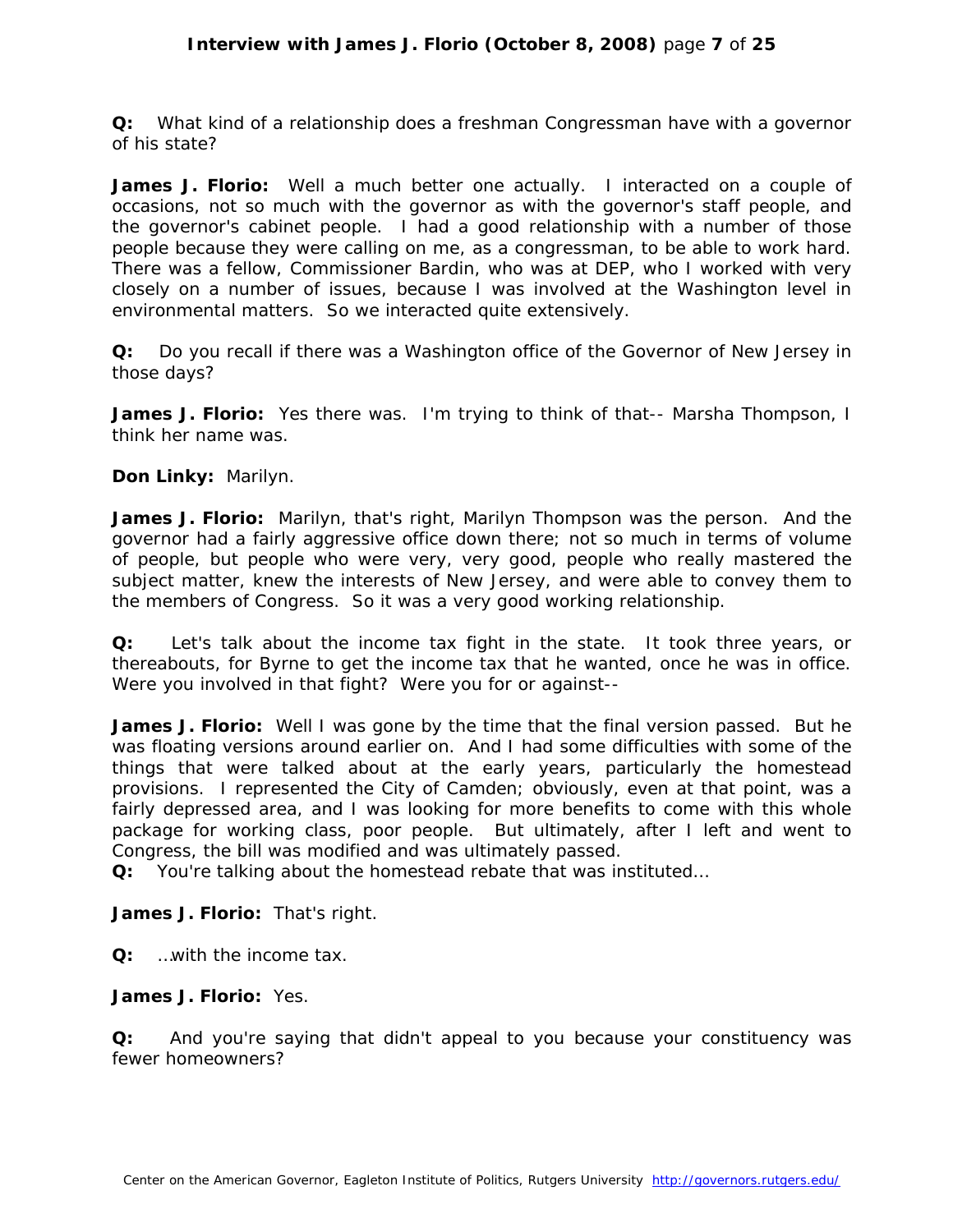**Q:** What kind of a relationship does a freshman Congressman have with a governor of his state?

**James J. Florio:** Well a much better one actually. I interacted on a couple of occasions, not so much with the governor as with the governor's staff people, and the governor's cabinet people. I had a good relationship with a number of those people because they were calling on me, as a congressman, to be able to work hard. There was a fellow, Commissioner Bardin, who was at DEP, who I worked with very closely on a number of issues, because I was involved at the Washington level in environmental matters. So we interacted quite extensively.

**Q:** Do you recall if there was a Washington office of the Governor of New Jersey in those days?

**James J. Florio:** Yes there was. I'm trying to think of that-- Marsha Thompson, I think her name was.

**Don Linky:** Marilyn.

**James J. Florio:** Marilyn, that's right, Marilyn Thompson was the person. And the governor had a fairly aggressive office down there; not so much in terms of volume of people, but people who were very, very good, people who really mastered the subject matter, knew the interests of New Jersey, and were able to convey them to the members of Congress. So it was a very good working relationship.

**Q:** Let's talk about the income tax fight in the state. It took three years, or thereabouts, for Byrne to get the income tax that he wanted, once he was in office. Were you involved in that fight? Were you for or against--

**James J. Florio:** Well I was gone by the time that the final version passed. But he was floating versions around earlier on. And I had some difficulties with some of the things that were talked about at the early years, particularly the homestead provisions. I represented the City of Camden; obviously, even at that point, was a fairly depressed area, and I was looking for more benefits to come with this whole package for working class, poor people. But ultimately, after I left and went to Congress, the bill was modified and was ultimately passed.

**Q:** You're talking about the homestead rebate that was instituted…

**James J. Florio:** That's right.

**Q:** …with the income tax.

**James J. Florio:** Yes.

**Q:** And you're saying that didn't appeal to you because your constituency was fewer homeowners?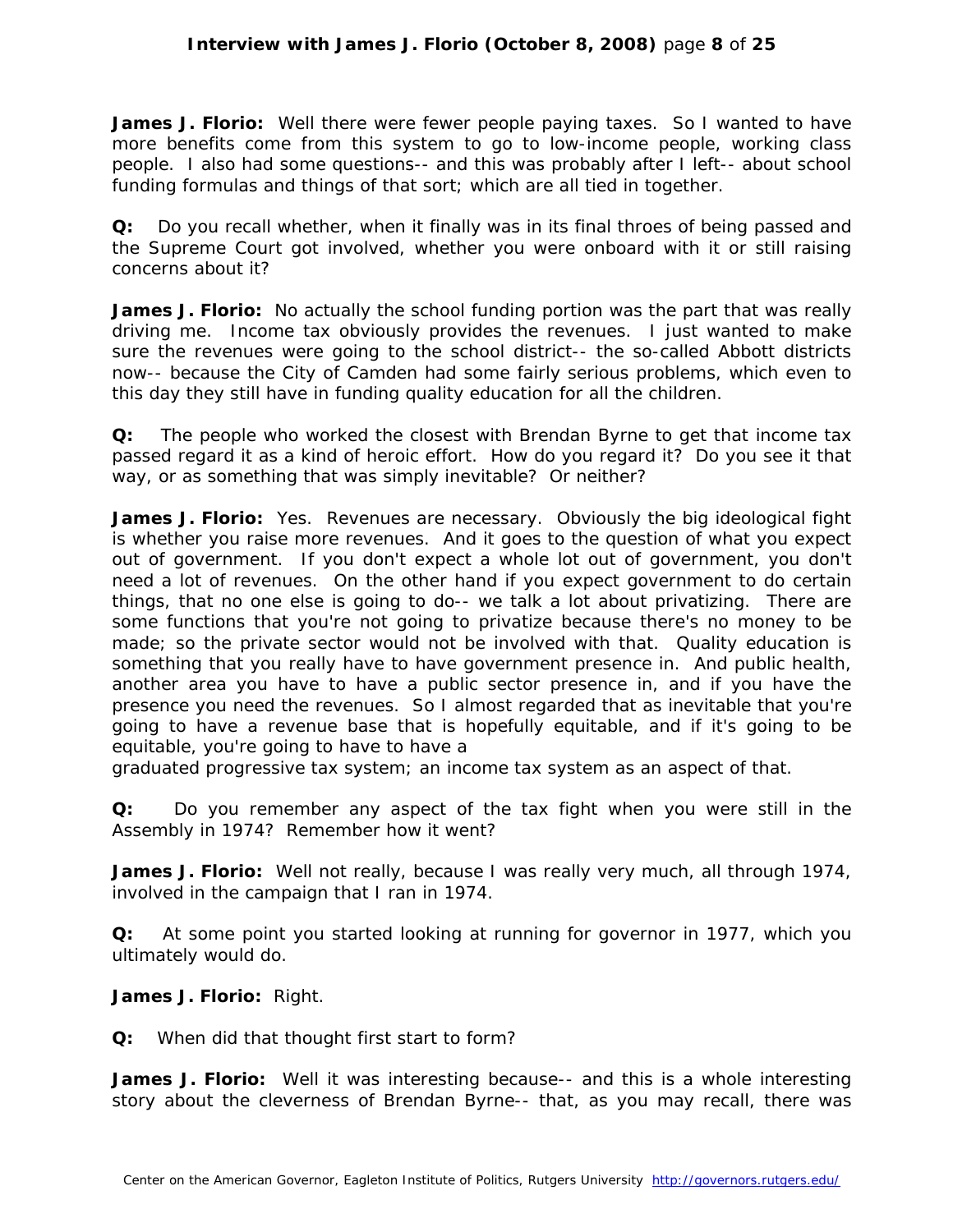**James J. Florio:** Well there were fewer people paying taxes. So I wanted to have more benefits come from this system to go to low-income people, working class people. I also had some questions-- and this was probably after I left-- about school funding formulas and things of that sort; which are all tied in together.

**Q:** Do you recall whether, when it finally was in its final throes of being passed and the Supreme Court got involved, whether you were onboard with it or still raising concerns about it?

**James J. Florio:** No actually the school funding portion was the part that was really driving me. Income tax obviously provides the revenues. I just wanted to make sure the revenues were going to the school district-- the so-called Abbott districts now-- because the City of Camden had some fairly serious problems, which even to this day they still have in funding quality education for all the children.

**Q:** The people who worked the closest with Brendan Byrne to get that income tax passed regard it as a kind of heroic effort. How do you regard it? Do you see it that way, or as something that was simply inevitable? Or neither?

**James J. Florio:** Yes. Revenues are necessary. Obviously the big ideological fight is whether you raise more revenues. And it goes to the question of what you expect out of government. If you don't expect a whole lot out of government, you don't need a lot of revenues. On the other hand if you expect government to do certain things, that no one else is going to do-- we talk a lot about privatizing. There are some functions that you're not going to privatize because there's no money to be made; so the private sector would not be involved with that. Quality education is something that you really have to have government presence in. And public health, another area you have to have a public sector presence in, and if you have the presence you need the revenues. So I almost regarded that as inevitable that you're going to have a revenue base that is hopefully equitable, and if it's going to be equitable, you're going to have to have a graduated progressive tax system; an income tax system as an aspect of that.

**Q:** Do you remember any aspect of the tax fight when you were still in the Assembly in 1974? Remember how it went?

**James J. Florio:** Well not really, because I was really very much, all through 1974, involved in the campaign that I ran in 1974.

**Q:** At some point you started looking at running for governor in 1977, which you ultimately would do.

**James J. Florio:** Right.

**Q:** When did that thought first start to form?

**James J. Florio:** Well it was interesting because-- and this is a whole interesting story about the cleverness of Brendan Byrne-- that, as you may recall, there was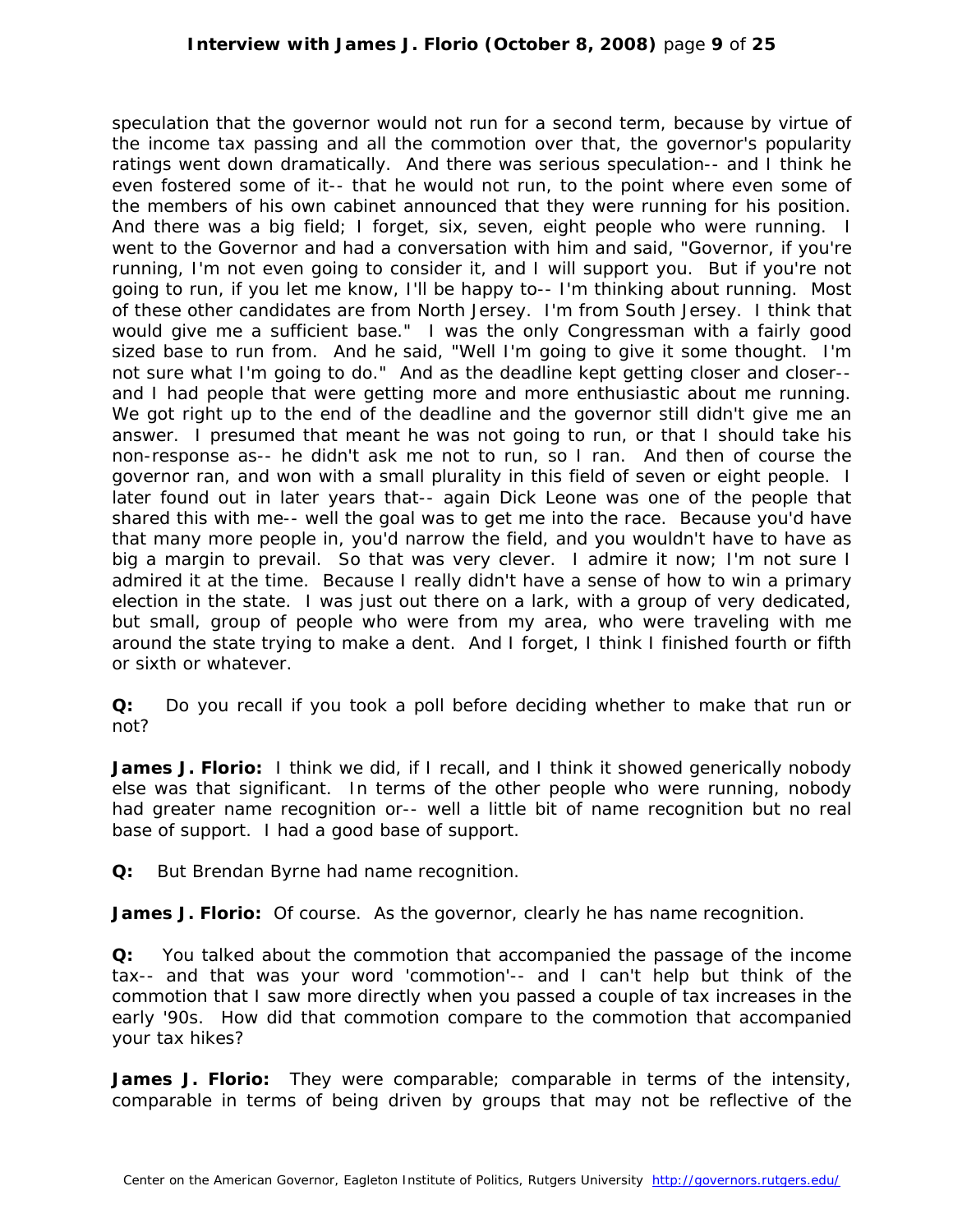speculation that the governor would not run for a second term, because by virtue of the income tax passing and all the commotion over that, the governor's popularity ratings went down dramatically. And there was serious speculation-- and I think he even fostered some of it-- that he would not run, to the point where even some of the members of his own cabinet announced that they were running for his position. And there was a big field; I forget, six, seven, eight people who were running. I went to the Governor and had a conversation with him and said, "Governor, if you're running, I'm not even going to consider it, and I will support you. But if you're not going to run, if you let me know, I'll be happy to-- I'm thinking about running. Most of these other candidates are from North Jersey. I'm from South Jersey. I think that would give me a sufficient base." I was the only Congressman with a fairly good sized base to run from. And he said, "Well I'm going to give it some thought. I'm not sure what I'm going to do." And as the deadline kept getting closer and closer-- and I had people that were getting more and more enthusiastic about me running. We got right up to the end of the deadline and the governor still didn't give me an answer. I presumed that meant he was not going to run, or that I should take his non-response as-- he didn't ask me not to run, so I ran. And then of course the governor ran, and won with a small plurality in this field of seven or eight people. I later found out in later years that-- again Dick Leone was one of the people that shared this with me-- well the goal was to get me into the race. Because you'd have that many more people in, you'd narrow the field, and you wouldn't have to have as big a margin to prevail. So that was very clever. I admire it now; I'm not sure I admired it at the time. Because I really didn't have a sense of how to win a primary election in the state. I was just out there on a lark, with a group of very dedicated, but small, group of people who were from my area, who were traveling with me around the state trying to make a dent. And I forget, I think I finished fourth or fifth or sixth or whatever.

**Q:** Do you recall if you took a poll before deciding whether to make that run or not?

**James J. Florio:** I think we did, if I recall, and I think it showed generically nobody else was that significant. In terms of the other people who were running, nobody had greater name recognition or-- well a little bit of name recognition but no real base of support. I had a good base of support.

**Q:** But Brendan Byrne had name recognition.

**James J. Florio:** Of course. As the governor, clearly he has name recognition.

**Q:** You talked about the commotion that accompanied the passage of the income tax-- and that was your word 'commotion'-- and I can't help but think of the commotion that I saw more directly when you passed a couple of tax increases in the early '90s. How did that commotion compare to the commotion that accompanied your tax hikes?

**James J. Florio:** They were comparable; comparable in terms of the intensity, comparable in terms of being driven by groups that may not be reflective of the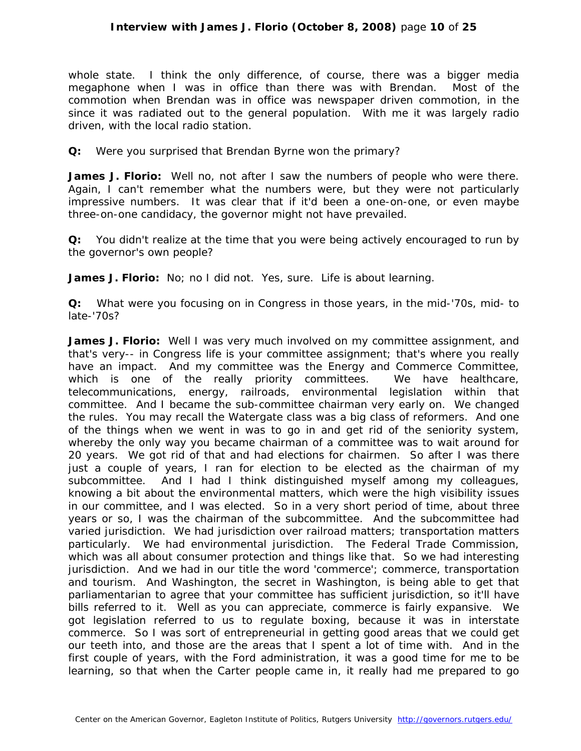whole state. I think the only difference, of course, there was a bigger media megaphone when I was in office than there was with Brendan. Most of the commotion when Brendan was in office was newspaper driven commotion, in the since it was radiated out to the general population. With me it was largely radio driven, with the local radio station.

**Q:** Were you surprised that Brendan Byrne won the primary?

**James J. Florio:** Well no, not after I saw the numbers of people who were there. Again, I can't remember what the numbers were, but they were not particularly impressive numbers. It was clear that if it'd been a one-on-one, or even maybe three-on-one candidacy, the governor might not have prevailed.

**Q:** You didn't realize at the time that you were being actively encouraged to run by the governor's own people?

**James J. Florio:** No; no I did not. Yes, sure. Life is about learning.

**Q:** What were you focusing on in Congress in those years, in the mid-'70s, mid- to late-'70s?

**James J. Florio:** Well I was very much involved on my committee assignment, and that's very-- in Congress life is your committee assignment; that's where you really have an impact. And my committee was the Energy and Commerce Committee, which is one of the really priority committees. We have healthcare, telecommunications, energy, railroads, environmental legislation within that committee. And I became the sub-committee chairman very early on. We changed the rules. You may recall the Watergate class was a big class of reformers. And one of the things when we went in was to go in and get rid of the seniority system, whereby the only way you became chairman of a committee was to wait around for 20 years. We got rid of that and had elections for chairmen. So after I was there just a couple of years, I ran for election to be elected as the chairman of my subcommittee. And I had I think distinguished myself among my colleagues, knowing a bit about the environmental matters, which were the high visibility issues in our committee, and I was elected. So in a very short period of time, about three years or so, I was the chairman of the subcommittee. And the subcommittee had varied jurisdiction. We had jurisdiction over railroad matters; transportation matters particularly. We had environmental jurisdiction. The Federal Trade Commission, which was all about consumer protection and things like that. So we had interesting jurisdiction. And we had in our title the word 'commerce'; commerce, transportation and tourism. And Washington, the secret in Washington, is being able to get that parliamentarian to agree that your committee has sufficient jurisdiction, so it'll have bills referred to it. Well as you can appreciate, commerce is fairly expansive. We got legislation referred to us to regulate boxing, because it was in interstate commerce. So I was sort of entrepreneurial in getting good areas that we could get our teeth into, and those are the areas that I spent a lot of time with. And in the first couple of years, with the Ford administration, it was a good time for me to be learning, so that when the Carter people came in, it really had me prepared to go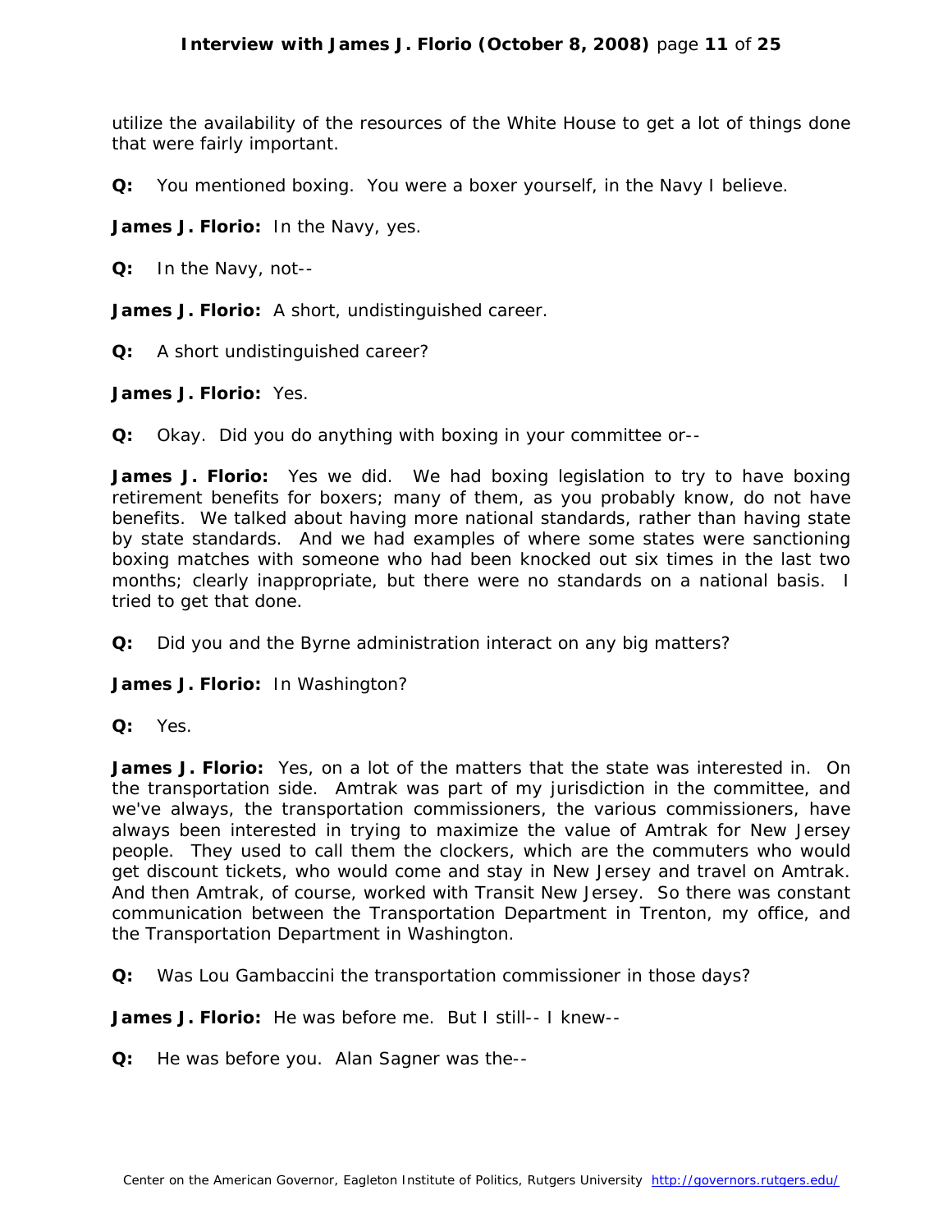utilize the availability of the resources of the White House to get a lot of things done that were fairly important.

**Q:** You mentioned boxing. You were a boxer yourself, in the Navy I believe.

**James J. Florio:** In the Navy, yes.

**Q:** In the Navy, not--

**James J. Florio:** A short, undistinguished career.

**Q:** A short undistinguished career?

**James J. Florio:** Yes.

**Q:** Okay. Did you do anything with boxing in your committee or--

**James J. Florio:** Yes we did. We had boxing legislation to try to have boxing retirement benefits for boxers; many of them, as you probably know, do not have benefits. We talked about having more national standards, rather than having state by state standards. And we had examples of where some states were sanctioning boxing matches with someone who had been knocked out six times in the last two months; clearly inappropriate, but there were no standards on a national basis. I tried to get that done.

**Q:** Did you and the Byrne administration interact on any big matters?

**James J. Florio:** In Washington?

**Q:** Yes.

**James J. Florio:** Yes, on a lot of the matters that the state was interested in. On the transportation side. Amtrak was part of my jurisdiction in the committee, and we've always, the transportation commissioners, the various commissioners, have always been interested in trying to maximize the value of Amtrak for New Jersey people. They used to call them the clockers, which are the commuters who would get discount tickets, who would come and stay in New Jersey and travel on Amtrak. And then Amtrak, of course, worked with Transit New Jersey. So there was constant communication between the Transportation Department in Trenton, my office, and the Transportation Department in Washington.

**Q:** Was Lou Gambaccini the transportation commissioner in those days?

**James J. Florio:** He was before me. But I still-- I knew--

**Q:** He was before you. Alan Sagner was the--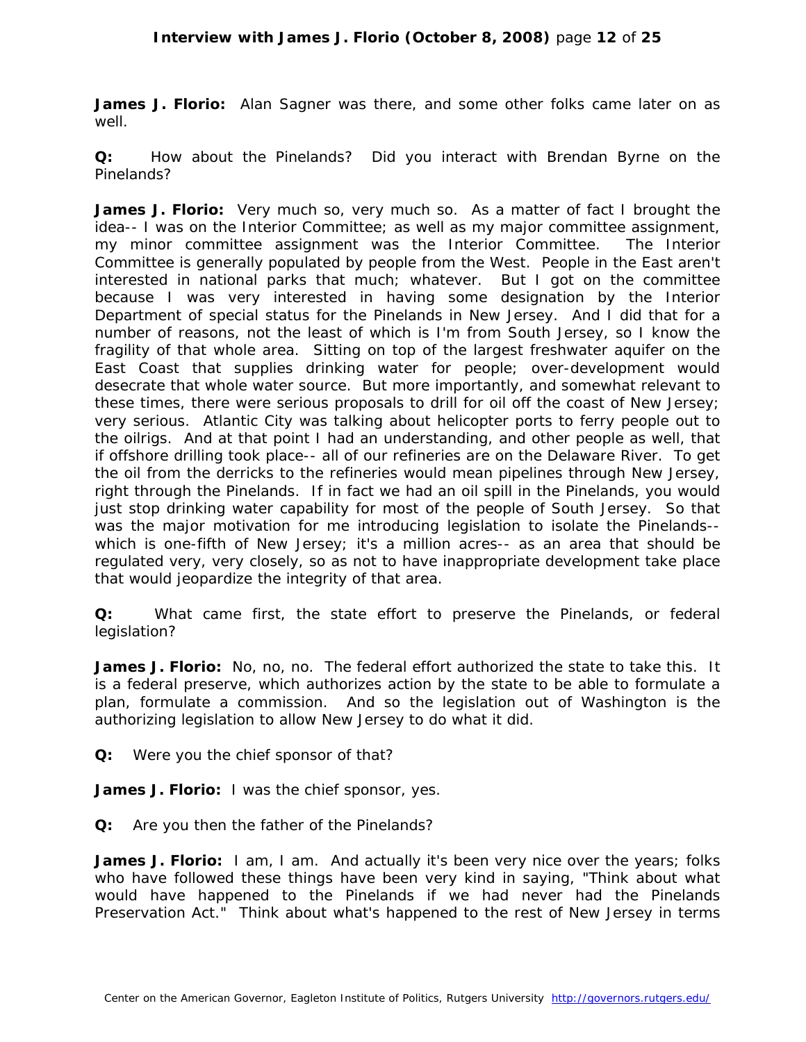**James J. Florio:** Alan Sagner was there, and some other folks came later on as well.

**Q:** How about the Pinelands? Did you interact with Brendan Byrne on the Pinelands?

**James J. Florio:** Very much so, very much so. As a matter of fact I brought the idea-- I was on the Interior Committee; as well as my major committee assignment, my minor committee assignment was the Interior Committee. The Interior Committee is generally populated by people from the West. People in the East aren't interested in national parks that much; whatever. But I got on the committee because I was very interested in having some designation by the Interior Department of special status for the Pinelands in New Jersey. And I did that for a number of reasons, not the least of which is I'm from South Jersey, so I know the fragility of that whole area. Sitting on top of the largest freshwater aquifer on the East Coast that supplies drinking water for people; over-development would desecrate that whole water source. But more importantly, and somewhat relevant to these times, there were serious proposals to drill for oil off the coast of New Jersey; very serious. Atlantic City was talking about helicopter ports to ferry people out to the oilrigs. And at that point I had an understanding, and other people as well, that if offshore drilling took place-- all of our refineries are on the Delaware River. To get the oil from the derricks to the refineries would mean pipelines through New Jersey, right through the Pinelands. If in fact we had an oil spill in the Pinelands, you would just stop drinking water capability for most of the people of South Jersey. So that was the major motivation for me introducing legislation to isolate the Pinelands-- which is one-fifth of New Jersey; it's a million acres-- as an area that should be regulated very, very closely, so as not to have inappropriate development take place that would jeopardize the integrity of that area.

**Q:** What came first, the state effort to preserve the Pinelands, or federal legislation?

**James J. Florio:** No, no, no. The federal effort authorized the state to take this. It is a federal preserve, which authorizes action by the state to be able to formulate a plan, formulate a commission. And so the legislation out of Washington is the authorizing legislation to allow New Jersey to do what it did.

**Q:** Were you the chief sponsor of that?

**James J. Florio:** I was the chief sponsor, yes.

**Q:** Are you then the father of the Pinelands?

**James J. Florio:** I am, I am. And actually it's been very nice over the years; folks who have followed these things have been very kind in saying, "Think about what would have happened to the Pinelands if we had never had the Pinelands Preservation Act." Think about what's happened to the rest of New Jersey in terms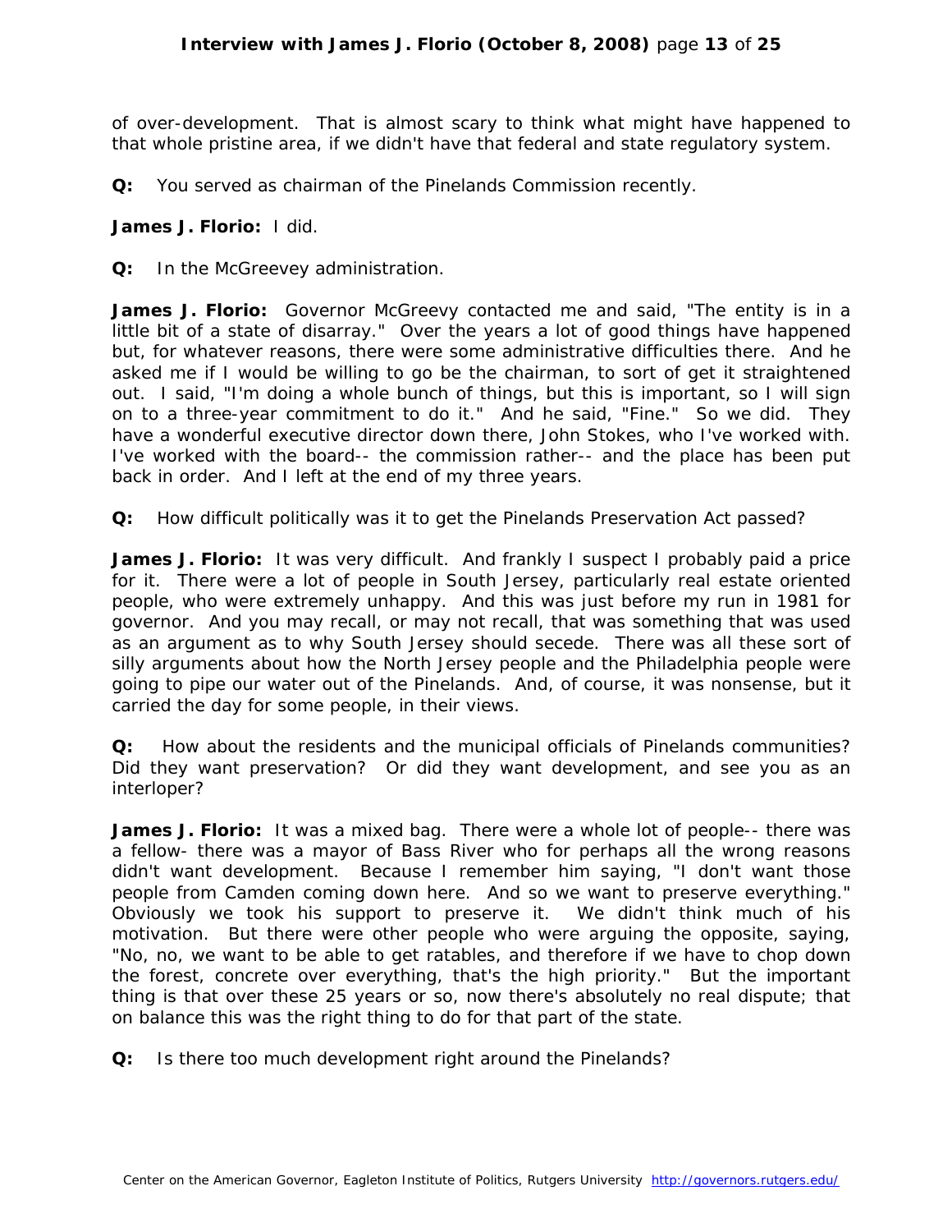of over-development. That is almost scary to think what might have happened to that whole pristine area, if we didn't have that federal and state regulatory system.

**Q:** You served as chairman of the Pinelands Commission recently.

**James J. Florio:** I did.

**Q:** In the McGreevey administration.

**James J. Florio:** Governor McGreevy contacted me and said, "The entity is in a little bit of a state of disarray." Over the years a lot of good things have happened but, for whatever reasons, there were some administrative difficulties there. And he asked me if I would be willing to go be the chairman, to sort of get it straightened out. I said, "I'm doing a whole bunch of things, but this is important, so I will sign on to a three-year commitment to do it." And he said, "Fine." So we did. They have a wonderful executive director down there, John Stokes, who I've worked with. I've worked with the board-- the commission rather-- and the place has been put back in order. And I left at the end of my three years.

**Q:** How difficult politically was it to get the Pinelands Preservation Act passed?

**James J. Florio:** It was very difficult. And frankly I suspect I probably paid a price for it. There were a lot of people in South Jersey, particularly real estate oriented people, who were extremely unhappy. And this was just before my run in 1981 for governor. And you may recall, or may not recall, that was something that was used as an argument as to why South Jersey should secede. There was all these sort of silly arguments about how the North Jersey people and the Philadelphia people were going to pipe our water out of the Pinelands. And, of course, it was nonsense, but it carried the day for some people, in their views.

**Q:** How about the residents and the municipal officials of Pinelands communities? Did they want preservation? Or did they want development, and see you as an interloper?

**James J. Florio:** It was a mixed bag. There were a whole lot of people-- there was a fellow- there was a mayor of Bass River who for perhaps all the wrong reasons didn't want development. Because I remember him saying, "I don't want those people from Camden coming down here. And so we want to preserve everything." Obviously we took his support to preserve it. We didn't think much of his motivation. But there were other people who were arguing the opposite, saying, "No, no, we want to be able to get ratables, and therefore if we have to chop down the forest, concrete over everything, that's the high priority." But the important thing is that over these 25 years or so, now there's absolutely no real dispute; that on balance this was the right thing to do for that part of the state.

**Q:** Is there too much development right around the Pinelands?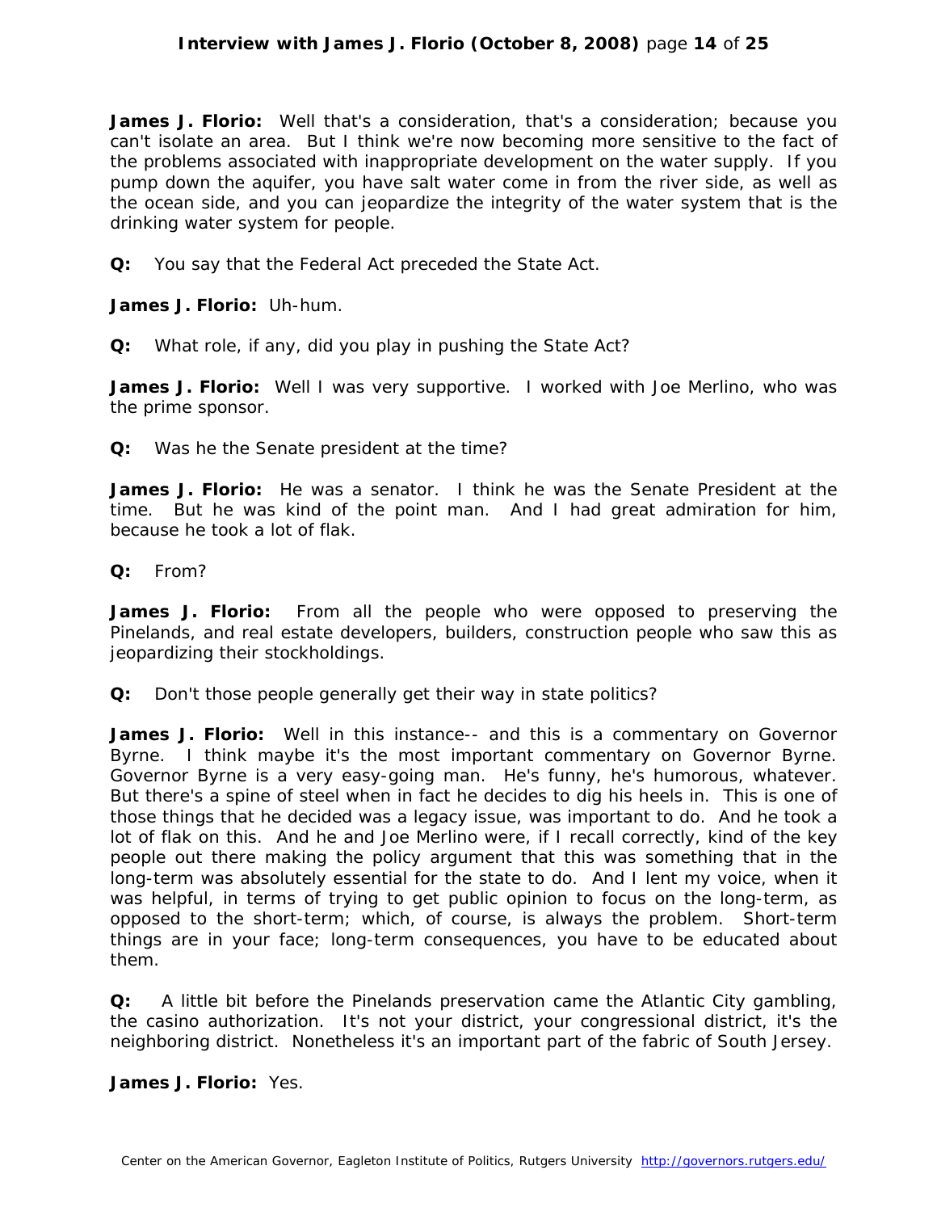**James J. Florio:** Well that's a consideration, that's a consideration; because you can't isolate an area. But I think we're now becoming more sensitive to the fact of the problems associated with inappropriate development on the water supply. If you pump down the aquifer, you have salt water come in from the river side, as well as the ocean side, and you can jeopardize the integrity of the water system that is the drinking water system for people.

**Q:** You say that the Federal Act preceded the State Act.

**James J. Florio:** Uh-hum.

**Q:** What role, if any, did you play in pushing the State Act?

**James J. Florio:** Well I was very supportive. I worked with Joe Merlino, who was the prime sponsor.

**Q:** Was he the Senate president at the time?

**James J. Florio:** He was a senator. I think he was the Senate President at the time. But he was kind of the point man. And I had great admiration for him, because he took a lot of flak.

**Q:** From?

**James J. Florio:** From all the people who were opposed to preserving the Pinelands, and real estate developers, builders, construction people who saw this as jeopardizing their stockholdings.

**Q:** Don't those people generally get their way in state politics?

**James J. Florio:** Well in this instance-- and this is a commentary on Governor Byrne. I think maybe it's the most important commentary on Governor Byrne. Governor Byrne is a very easy-going man. He's funny, he's humorous, whatever. But there's a spine of steel when in fact he decides to dig his heels in. This is one of those things that he decided was a legacy issue, was important to do. And he took a lot of flak on this. And he and Joe Merlino were, if I recall correctly, kind of the key people out there making the policy argument that this was something that in the long-term was absolutely essential for the state to do. And I lent my voice, when it was helpful, in terms of trying to get public opinion to focus on the long-term, as opposed to the short-term; which, of course, is always the problem. Short-term things are in your face; long-term consequences, you have to be educated about them.

**Q:** A little bit before the Pinelands preservation came the Atlantic City gambling, the casino authorization. It's not your district, your congressional district, it's the neighboring district. Nonetheless it's an important part of the fabric of South Jersey.

**James J. Florio:** Yes.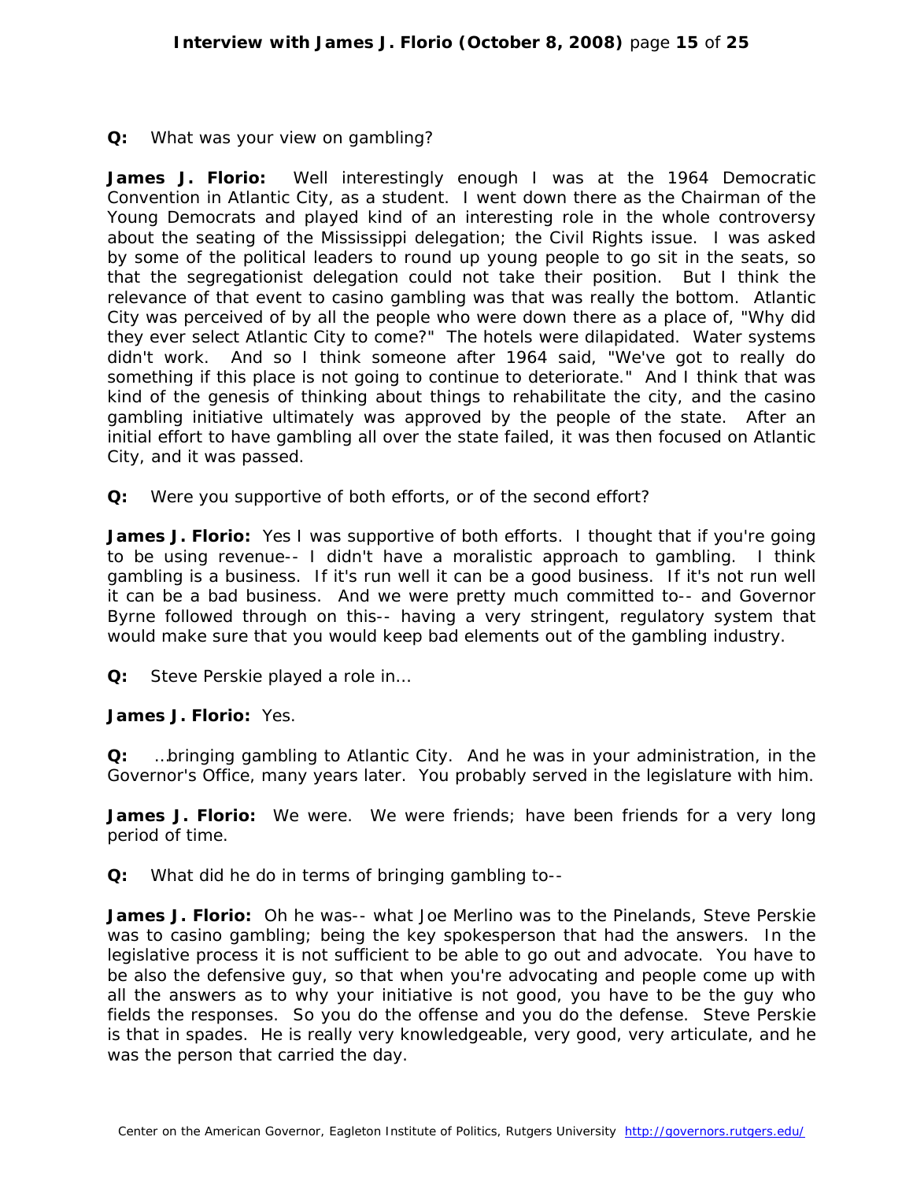**Q:** What was your view on gambling?

**James J. Florio:** Well interestingly enough I was at the 1964 Democratic Convention in Atlantic City, as a student. I went down there as the Chairman of the Young Democrats and played kind of an interesting role in the whole controversy about the seating of the Mississippi delegation; the Civil Rights issue. I was asked by some of the political leaders to round up young people to go sit in the seats, so that the segregationist delegation could not take their position. But I think the relevance of that event to casino gambling was that was really the bottom. Atlantic City was perceived of by all the people who were down there as a place of, "Why did they ever select Atlantic City to come?" The hotels were dilapidated. Water systems didn't work. And so I think someone after 1964 said, "We've got to really do something if this place is not going to continue to deteriorate." And I think that was kind of the genesis of thinking about things to rehabilitate the city, and the casino gambling initiative ultimately was approved by the people of the state. After an initial effort to have gambling all over the state failed, it was then focused on Atlantic City, and it was passed.

**Q:** Were you supportive of both efforts, or of the second effort?

**James J. Florio:** Yes I was supportive of both efforts. I thought that if you're going to be using revenue-- I didn't have a moralistic approach to gambling. I think gambling is a business. If it's run well it can be a good business. If it's not run well it can be a bad business. And we were pretty much committed to-- and Governor Byrne followed through on this-- having a very stringent, regulatory system that would make sure that you would keep bad elements out of the gambling industry.

**Q:** Steve Perskie played a role in…

**James J. Florio:** Yes.

**Q:** …bringing gambling to Atlantic City. And he was in your administration, in the Governor's Office, many years later. You probably served in the legislature with him.

**James J. Florio:** We were. We were friends; have been friends for a very long period of time.

**Q:** What did he do in terms of bringing gambling to--

**James J. Florio:** Oh he was-- what Joe Merlino was to the Pinelands, Steve Perskie was to casino gambling; being the key spokesperson that had the answers. In the legislative process it is not sufficient to be able to go out and advocate. You have to be also the defensive guy, so that when you're advocating and people come up with all the answers as to why your initiative is not good, you have to be the guy who fields the responses. So you do the offense and you do the defense. Steve Perskie is that in spades. He is really very knowledgeable, very good, very articulate, and he was the person that carried the day.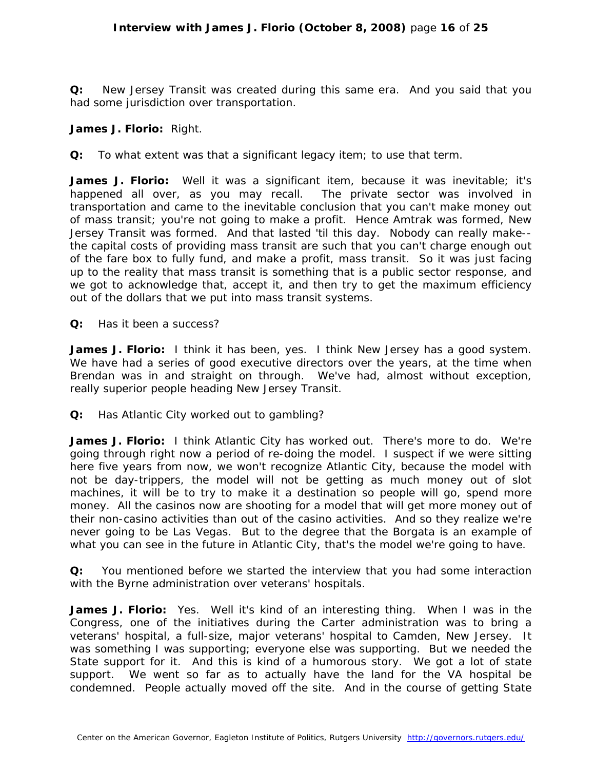**Q:** New Jersey Transit was created during this same era. And you said that you had some jurisdiction over transportation.

**James J. Florio:** Right.

**Q:** To what extent was that a significant legacy item; to use that term.

**James J. Florio:** Well it was a significant item, because it was inevitable; it's happened all over, as you may recall. The private sector was involved in transportation and came to the inevitable conclusion that you can't make money out of mass transit; you're not going to make a profit. Hence Amtrak was formed, New Jersey Transit was formed. And that lasted 'til this day. Nobody can really make-- the capital costs of providing mass transit are such that you can't charge enough out of the fare box to fully fund, and make a profit, mass transit. So it was just facing up to the reality that mass transit is something that is a public sector response, and we got to acknowledge that, accept it, and then try to get the maximum efficiency out of the dollars that we put into mass transit systems.

**Q:** Has it been a success?

**James J. Florio:** I think it has been, yes. I think New Jersey has a good system. We have had a series of good executive directors over the years, at the time when Brendan was in and straight on through. We've had, almost without exception, really superior people heading New Jersey Transit.

**Q:** Has Atlantic City worked out to gambling?

**James J. Florio:** I think Atlantic City has worked out. There's more to do. We're going through right now a period of re-doing the model. I suspect if we were sitting here five years from now, we won't recognize Atlantic City, because the model with not be day-trippers, the model will not be getting as much money out of slot machines, it will be to try to make it a destination so people will go, spend more money. All the casinos now are shooting for a model that will get more money out of their non-casino activities than out of the casino activities. And so they realize we're never going to be Las Vegas. But to the degree that the Borgata is an example of what you can see in the future in Atlantic City, that's the model we're going to have.

**Q:** You mentioned before we started the interview that you had some interaction with the Byrne administration over veterans' hospitals.

**James J. Florio:** Yes. Well it's kind of an interesting thing. When I was in the Congress, one of the initiatives during the Carter administration was to bring a veterans' hospital, a full-size, major veterans' hospital to Camden, New Jersey. It was something I was supporting; everyone else was supporting. But we needed the State support for it. And this is kind of a humorous story. We got a lot of state support. We went so far as to actually have the land for the VA hospital be condemned. People actually moved off the site. And in the course of getting State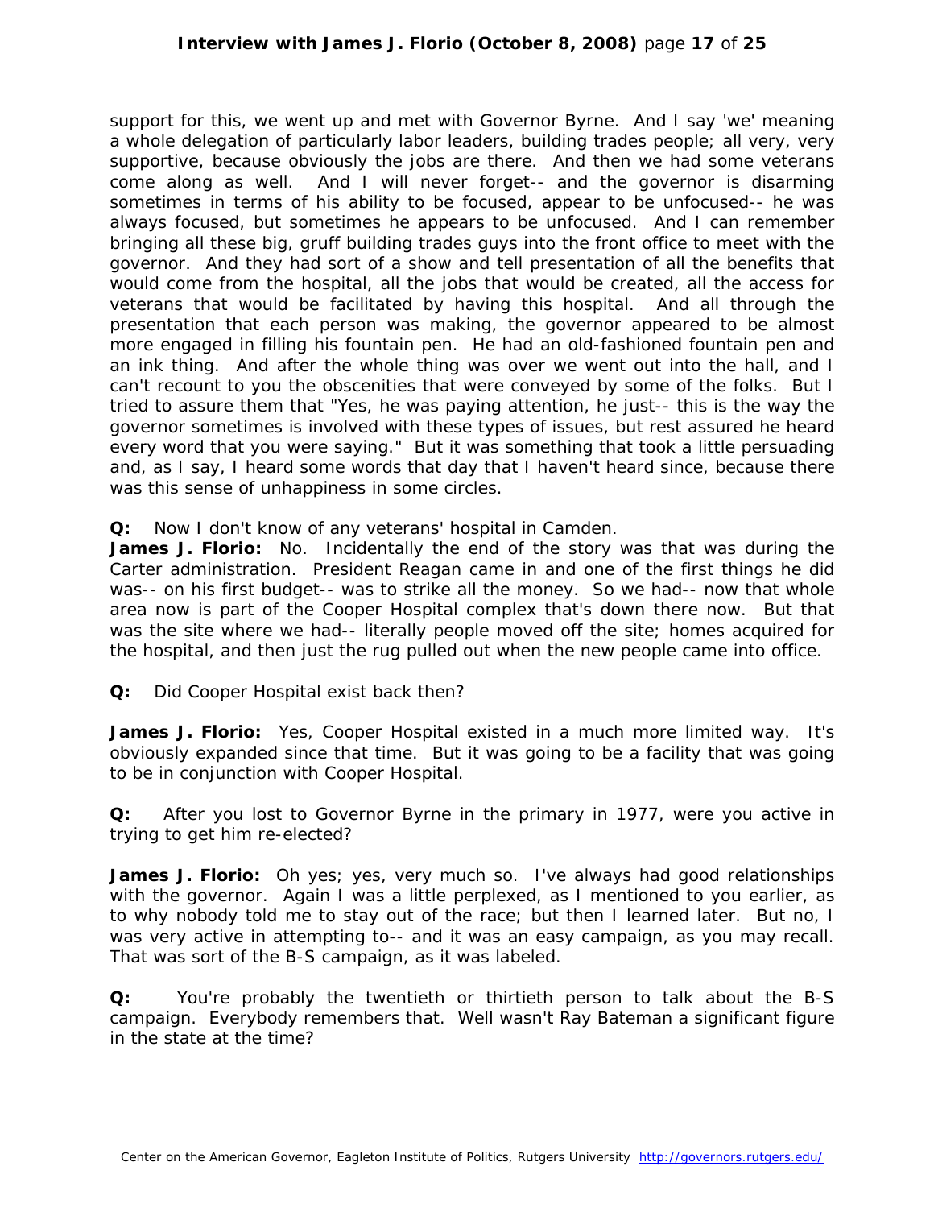support for this, we went up and met with Governor Byrne. And I say 'we' meaning a whole delegation of particularly labor leaders, building trades people; all very, very supportive, because obviously the jobs are there. And then we had some veterans come along as well. And I will never forget-- and the governor is disarming sometimes in terms of his ability to be focused, appear to be unfocused-- he was always focused, but sometimes he appears to be unfocused. And I can remember bringing all these big, gruff building trades guys into the front office to meet with the governor. And they had sort of a show and tell presentation of all the benefits that would come from the hospital, all the jobs that would be created, all the access for veterans that would be facilitated by having this hospital. And all through the presentation that each person was making, the governor appeared to be almost more engaged in filling his fountain pen. He had an old-fashioned fountain pen and an ink thing. And after the whole thing was over we went out into the hall, and I can't recount to you the obscenities that were conveyed by some of the folks. But I tried to assure them that "Yes, he was paying attention, he just-- this is the way the governor sometimes is involved with these types of issues, but rest assured he heard every word that you were saying." But it was something that took a little persuading and, as I say, I heard some words that day that I haven't heard since, because there was this sense of unhappiness in some circles.

**Q:** Now I don't know of any veterans' hospital in Camden.

**James J. Florio:** No. Incidentally the end of the story was that was during the Carter administration. President Reagan came in and one of the first things he did was-- on his first budget-- was to strike all the money. So we had-- now that whole area now is part of the Cooper Hospital complex that's down there now. But that was the site where we had-- literally people moved off the site; homes acquired for the hospital, and then just the rug pulled out when the new people came into office.

**Q:** Did Cooper Hospital exist back then?

**James J. Florio:** Yes, Cooper Hospital existed in a much more limited way. It's obviously expanded since that time. But it was going to be a facility that was going to be in conjunction with Cooper Hospital.

**Q:** After you lost to Governor Byrne in the primary in 1977, were you active in trying to get him re-elected?

**James J. Florio:** Oh yes; yes, very much so. I've always had good relationships with the governor. Again I was a little perplexed, as I mentioned to you earlier, as to why nobody told me to stay out of the race; but then I learned later. But no, I was very active in attempting to-- and it was an easy campaign, as you may recall. That was sort of the B-S campaign, as it was labeled.

**Q:** You're probably the twentieth or thirtieth person to talk about the B-S campaign. Everybody remembers that. Well wasn't Ray Bateman a significant figure in the state at the time?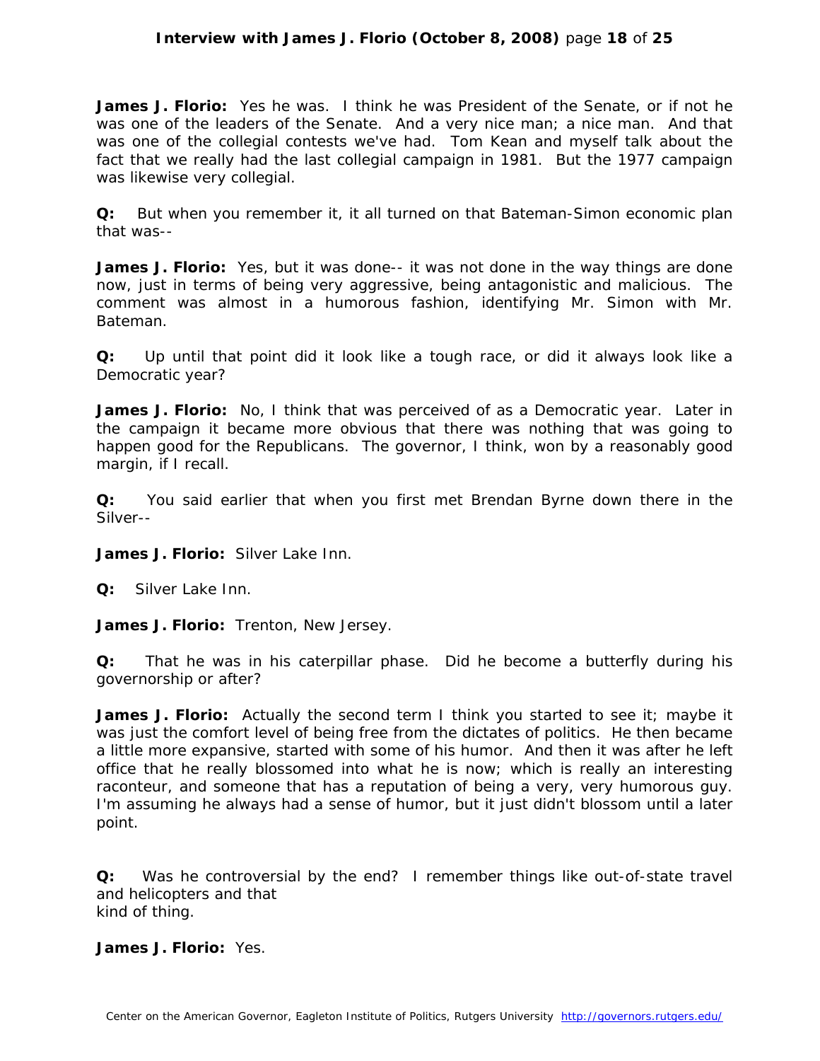**James J. Florio:** Yes he was. I think he was President of the Senate, or if not he was one of the leaders of the Senate. And a very nice man; a nice man. And that was one of the collegial contests we've had. Tom Kean and myself talk about the fact that we really had the last collegial campaign in 1981. But the 1977 campaign was likewise very collegial.

**Q:** But when you remember it, it all turned on that Bateman-Simon economic plan that was--

**James J. Florio:** Yes, but it was done-- it was not done in the way things are done now, just in terms of being very aggressive, being antagonistic and malicious. The comment was almost in a humorous fashion, identifying Mr. Simon with Mr. Bateman.

**Q:** Up until that point did it look like a tough race, or did it always look like a Democratic year?

**James J. Florio:** No, I think that was perceived of as a Democratic year. Later in the campaign it became more obvious that there was nothing that was going to happen good for the Republicans. The governor, I think, won by a reasonably good margin, if I recall.

**Q:** You said earlier that when you first met Brendan Byrne down there in the Silver--

**James J. Florio:** Silver Lake Inn.

**Q:** Silver Lake Inn.

**James J. Florio:** Trenton, New Jersey.

**Q:** That he was in his caterpillar phase. Did he become a butterfly during his governorship or after?

**James J. Florio:** Actually the second term I think you started to see it; maybe it was just the comfort level of being free from the dictates of politics. He then became a little more expansive, started with some of his humor. And then it was after he left office that he really blossomed into what he is now; which is really an interesting raconteur, and someone that has a reputation of being a very, very humorous guy. I'm assuming he always had a sense of humor, but it just didn't blossom until a later point.

**Q:** Was he controversial by the end? I remember things like out-of-state travel and helicopters and that kind of thing.

**James J. Florio:** Yes.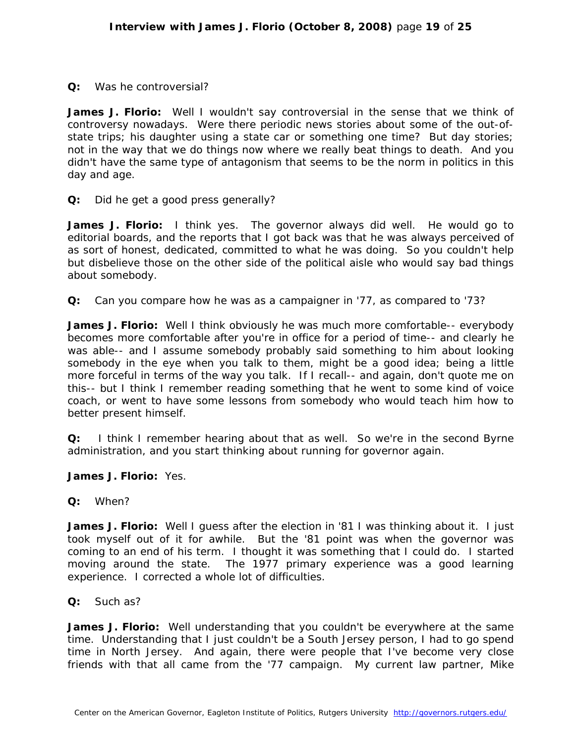**Q:** Was he controversial?

**James J. Florio:** Well I wouldn't say controversial in the sense that we think of controversy nowadays. Were there periodic news stories about some of the out-of-state trips; his daughter using a state car or something one time? But day stories; not in the way that we do things now where we really beat things to death. And you didn't have the same type of antagonism that seems to be the norm in politics in this day and age.

**Q:** Did he get a good press generally?

**James J. Florio:** I think yes. The governor always did well. He would go to editorial boards, and the reports that I got back was that he was always perceived of as sort of honest, dedicated, committed to what he was doing. So you couldn't help but disbelieve those on the other side of the political aisle who would say bad things about somebody.

**Q:** Can you compare how he was as a campaigner in '77, as compared to '73?

**James J. Florio:** Well I think obviously he was much more comfortable-- everybody becomes more comfortable after you're in office for a period of time-- and clearly he was able-- and I assume somebody probably said something to him about looking somebody in the eye when you talk to them, might be a good idea; being a little more forceful in terms of the way you talk. If I recall-- and again, don't quote me on this-- but I think I remember reading something that he went to some kind of voice coach, or went to have some lessons from somebody who would teach him how to better present himself.

**Q:** I think I remember hearing about that as well. So we're in the second Byrne administration, and you start thinking about running for governor again.

**James J. Florio:** Yes.

**Q:** When?

**James J. Florio:** Well I guess after the election in '81 I was thinking about it. I just took myself out of it for awhile. But the '81 point was when the governor was coming to an end of his term. I thought it was something that I could do. I started moving around the state. The 1977 primary experience was a good learning experience. I corrected a whole lot of difficulties.

**Q:** Such as?

**James J. Florio:** Well understanding that you couldn't be everywhere at the same time. Understanding that I just couldn't be a South Jersey person, I had to go spend time in North Jersey. And again, there were people that I've become very close friends with that all came from the '77 campaign. My current law partner, Mike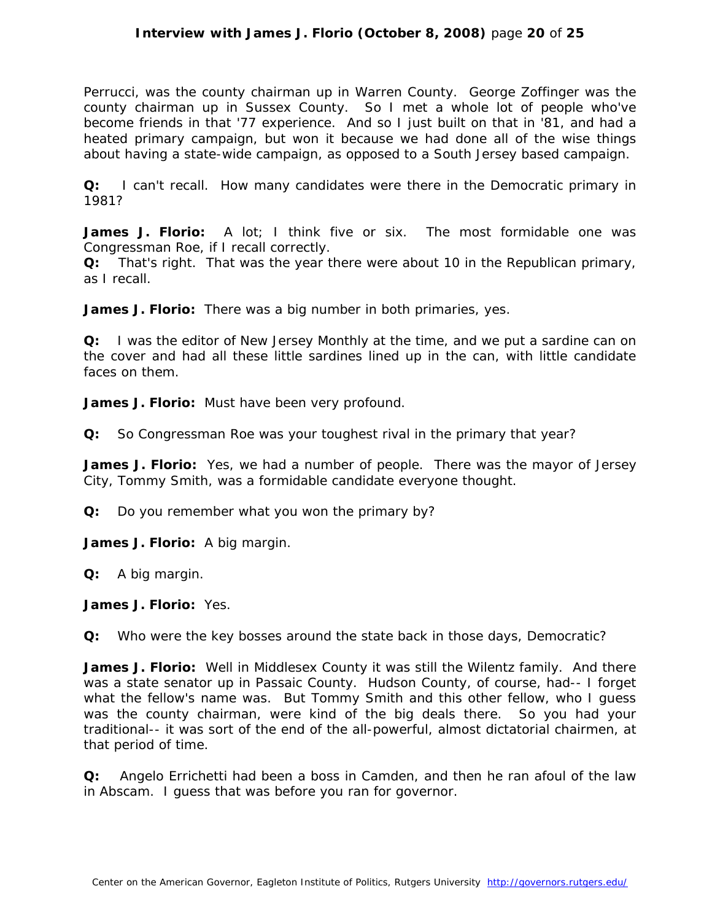Perrucci, was the county chairman up in Warren County. George Zoffinger was the county chairman up in Sussex County. So I met a whole lot of people who've become friends in that '77 experience. And so I just built on that in '81, and had a heated primary campaign, but won it because we had done all of the wise things about having a state-wide campaign, as opposed to a South Jersey based campaign.

**Q:** I can't recall. How many candidates were there in the Democratic primary in 1981?

**James J. Florio:** A lot; I think five or six. The most formidable one was Congressman Roe, if I recall correctly.

**Q:** That's right. That was the year there were about 10 in the Republican primary, as I recall.

**James J. Florio:** There was a big number in both primaries, yes.

**Q:** I was the editor of New Jersey Monthly at the time, and we put a sardine can on the cover and had all these little sardines lined up in the can, with little candidate faces on them.

**James J. Florio:** Must have been very profound.

**Q:** So Congressman Roe was your toughest rival in the primary that year?

**James J. Florio:** Yes, we had a number of people. There was the mayor of Jersey City, Tommy Smith, was a formidable candidate everyone thought.

**Q:** Do you remember what you won the primary by?

**James J. Florio:** A big margin.

**Q:** A big margin.

**James J. Florio:** Yes.

**Q:** Who were the key bosses around the state back in those days, Democratic?

**James J. Florio:** Well in Middlesex County it was still the Wilentz family. And there was a state senator up in Passaic County. Hudson County, of course, had-- I forget what the fellow's name was. But Tommy Smith and this other fellow, who I guess was the county chairman, were kind of the big deals there. So you had your traditional-- it was sort of the end of the all-powerful, almost dictatorial chairmen, at that period of time.

**Q:** Angelo Errichetti had been a boss in Camden, and then he ran afoul of the law in Abscam. I guess that was before you ran for governor.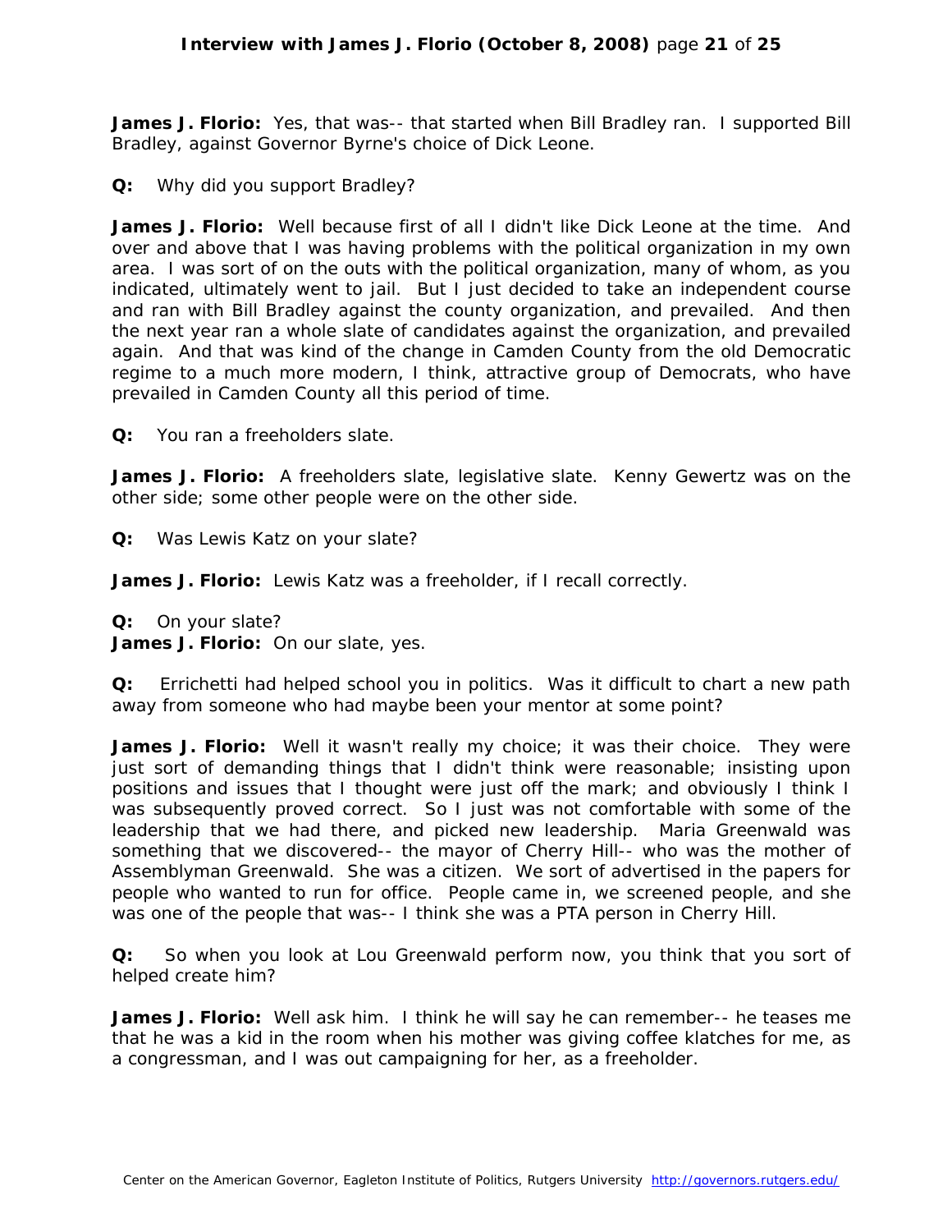**James J. Florio:** Yes, that was-- that started when Bill Bradley ran. I supported Bill Bradley, against Governor Byrne's choice of Dick Leone.

**Q:** Why did you support Bradley?

**James J. Florio:** Well because first of all I didn't like Dick Leone at the time. And over and above that I was having problems with the political organization in my own area. I was sort of on the outs with the political organization, many of whom, as you indicated, ultimately went to jail. But I just decided to take an independent course and ran with Bill Bradley against the county organization, and prevailed. And then the next year ran a whole slate of candidates against the organization, and prevailed again. And that was kind of the change in Camden County from the old Democratic regime to a much more modern, I think, attractive group of Democrats, who have prevailed in Camden County all this period of time.

**Q:** You ran a freeholders slate.

**James J. Florio:** A freeholders slate, legislative slate. Kenny Gewertz was on the other side; some other people were on the other side.

**Q:** Was Lewis Katz on your slate?

**James J. Florio:** Lewis Katz was a freeholder, if I recall correctly.

**Q:** On your slate?

**James J. Florio:** On our slate, yes.

**Q:** Errichetti had helped school you in politics. Was it difficult to chart a new path away from someone who had maybe been your mentor at some point?

**James J. Florio:** Well it wasn't really my choice; it was their choice. They were just sort of demanding things that I didn't think were reasonable; insisting upon positions and issues that I thought were just off the mark; and obviously I think I was subsequently proved correct. So I just was not comfortable with some of the leadership that we had there, and picked new leadership. Maria Greenwald was something that we discovered-- the mayor of Cherry Hill-- who was the mother of Assemblyman Greenwald. She was a citizen. We sort of advertised in the papers for people who wanted to run for office. People came in, we screened people, and she was one of the people that was-- I think she was a PTA person in Cherry Hill.

**Q:** So when you look at Lou Greenwald perform now, you think that you sort of helped create him?

**James J. Florio:** Well ask him. I think he will say he can remember-- he teases me that he was a kid in the room when his mother was giving coffee klatches for me, as a congressman, and I was out campaigning for her, as a freeholder.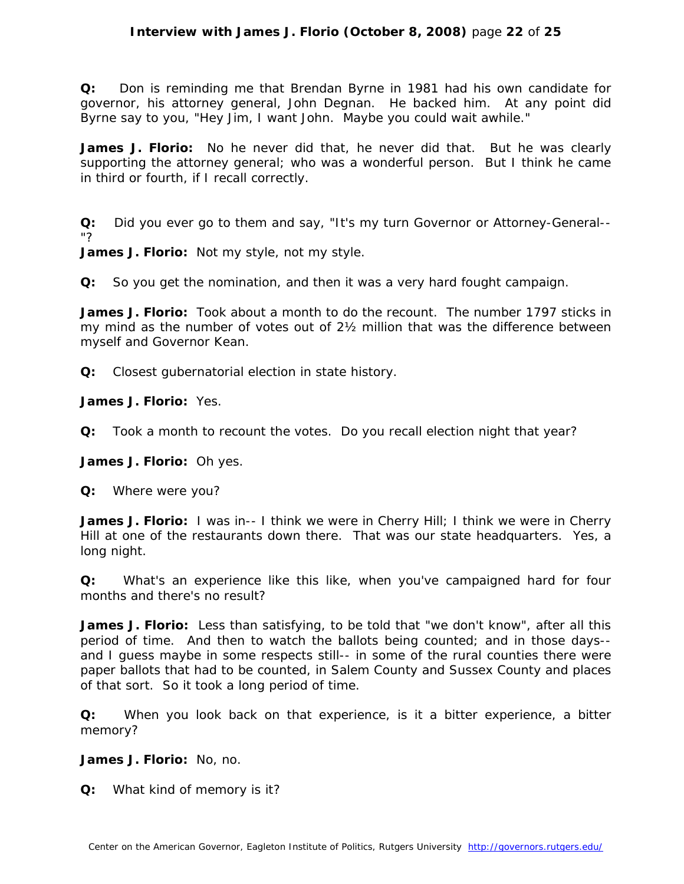**Q:** Don is reminding me that Brendan Byrne in 1981 had his own candidate for governor, his attorney general, John Degnan. He backed him. At any point did Byrne say to you, "Hey Jim, I want John. Maybe you could wait awhile."

**James J. Florio:** No he never did that, he never did that. But he was clearly supporting the attorney general; who was a wonderful person. But I think he came in third or fourth, if I recall correctly.

**Q:** Did you ever go to them and say, "It's my turn Governor or Attorney-General--"?

**James J. Florio:** Not my style, not my style.

**Q:** So you get the nomination, and then it was a very hard fought campaign.

**James J. Florio:** Took about a month to do the recount. The number 1797 sticks in my mind as the number of votes out of 2½ million that was the difference between myself and Governor Kean.

**Q:** Closest gubernatorial election in state history.

**James J. Florio:** Yes.

**Q:** Took a month to recount the votes. Do you recall election night that year?

**James J. Florio:** Oh yes.

**Q:** Where were you?

**James J. Florio:** I was in-- I think we were in Cherry Hill; I think we were in Cherry Hill at one of the restaurants down there. That was our state headquarters. Yes, a long night.

**Q:** What's an experience like this like, when you've campaigned hard for four months and there's no result?

**James J. Florio:** Less than satisfying, to be told that "we don't know", after all this period of time. And then to watch the ballots being counted; and in those days-- and I guess maybe in some respects still-- in some of the rural counties there were paper ballots that had to be counted, in Salem County and Sussex County and places of that sort. So it took a long period of time.

**Q:** When you look back on that experience, is it a bitter experience, a bitter memory?

**James J. Florio:** No, no.

**Q:** What kind of memory is it?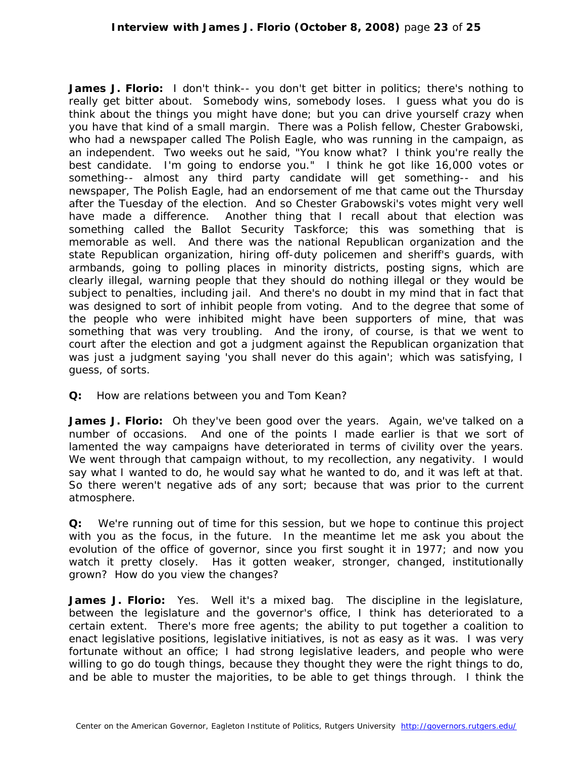**James J. Florio:** I don't think-- you don't get bitter in politics; there's nothing to really get bitter about. Somebody wins, somebody loses. I guess what you do is think about the things you might have done; but you can drive yourself crazy when you have that kind of a small margin. There was a Polish fellow, Chester Grabowski, who had a newspaper called The Polish Eagle, who was running in the campaign, as an independent. Two weeks out he said, "You know what? I think you're really the best candidate. I'm going to endorse you." I think he got like 16,000 votes or something-- almost any third party candidate will get something-- and his newspaper, The Polish Eagle, had an endorsement of me that came out the Thursday after the Tuesday of the election. And so Chester Grabowski's votes might very well have made a difference. Another thing that I recall about that election was something called the Ballot Security Taskforce; this was something that is memorable as well. And there was the national Republican organization and the state Republican organization, hiring off-duty policemen and sheriff's guards, with armbands, going to polling places in minority districts, posting signs, which are clearly illegal, warning people that they should do nothing illegal or they would be subject to penalties, including jail. And there's no doubt in my mind that in fact that was designed to sort of inhibit people from voting. And to the degree that some of the people who were inhibited might have been supporters of mine, that was something that was very troubling. And the irony, of course, is that we went to court after the election and got a judgment against the Republican organization that was just a judgment saying 'you shall never do this again'; which was satisfying, I guess, of sorts.

**Q:** How are relations between you and Tom Kean?

**James J. Florio:** Oh they've been good over the years. Again, we've talked on a number of occasions. And one of the points I made earlier is that we sort of lamented the way campaigns have deteriorated in terms of civility over the years. We went through that campaign without, to my recollection, any negativity. I would say what I wanted to do, he would say what he wanted to do, and it was left at that. So there weren't negative ads of any sort; because that was prior to the current atmosphere.

**Q:** We're running out of time for this session, but we hope to continue this project with you as the focus, in the future. In the meantime let me ask you about the evolution of the office of governor, since you first sought it in 1977; and now you watch it pretty closely. Has it gotten weaker, stronger, changed, institutionally grown? How do you view the changes?

**James J. Florio:** Yes. Well it's a mixed bag. The discipline in the legislature, between the legislature and the governor's office, I think has deteriorated to a certain extent. There's more free agents; the ability to put together a coalition to enact legislative positions, legislative initiatives, is not as easy as it was. I was very fortunate without an office; I had strong legislative leaders, and people who were willing to go do tough things, because they thought they were the right things to do, and be able to muster the majorities, to be able to get things through. I think the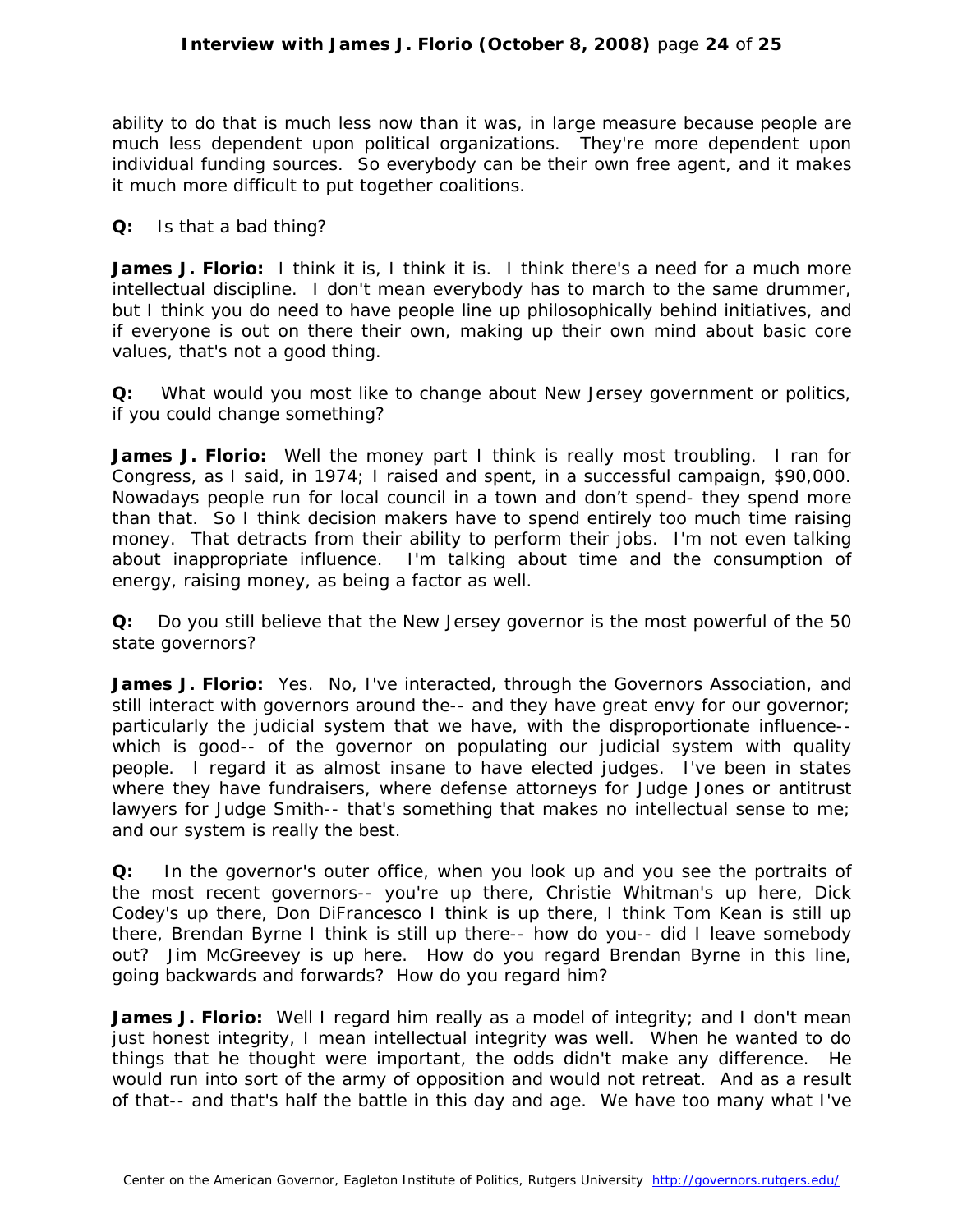ability to do that is much less now than it was, in large measure because people are much less dependent upon political organizations. They're more dependent upon individual funding sources. So everybody can be their own free agent, and it makes it much more difficult to put together coalitions.

**Q:** Is that a bad thing?

**James J. Florio:** I think it is, I think it is. I think there's a need for a much more intellectual discipline. I don't mean everybody has to march to the same drummer, but I think you do need to have people line up philosophically behind initiatives, and if everyone is out on there their own, making up their own mind about basic core values, that's not a good thing.

**Q:** What would you most like to change about New Jersey government or politics, if you could change something?

**James J. Florio:** Well the money part I think is really most troubling. I ran for Congress, as I said, in 1974; I raised and spent, in a successful campaign, $90,000. Nowadays people run for local council in a town and don't spend- they spend more than that. So I think decision makers have to spend entirely too much time raising money. That detracts from their ability to perform their jobs. I'm not even talking about inappropriate influence. I'm talking about time and the consumption of energy, raising money, as being a factor as well.

**Q:** Do you still believe that the New Jersey governor is the most powerful of the 50 state governors?

**James J. Florio:** Yes. No, I've interacted, through the Governors Association, and still interact with governors around the-- and they have great envy for our governor; particularly the judicial system that we have, with the disproportionate influence-- which is good-- of the governor on populating our judicial system with quality people. I regard it as almost insane to have elected judges. I've been in states where they have fundraisers, where defense attorneys for Judge Jones or antitrust lawyers for Judge Smith-- that's something that makes no intellectual sense to me; and our system is really the best.

**Q:** In the governor's outer office, when you look up and you see the portraits of the most recent governors-- you're up there, Christie Whitman's up here, Dick Codey's up there, Don DiFrancesco I think is up there, I think Tom Kean is still up there, Brendan Byrne I think is still up there-- how do you-- did I leave somebody out? Jim McGreevey is up here. How do you regard Brendan Byrne in this line, going backwards and forwards? How do you regard him?

**James J. Florio:** Well I regard him really as a model of integrity; and I don't mean just honest integrity, I mean intellectual integrity was well. When he wanted to do things that he thought were important, the odds didn't make any difference. He would run into sort of the army of opposition and would not retreat. And as a result of that-- and that's half the battle in this day and age. We have too many what I've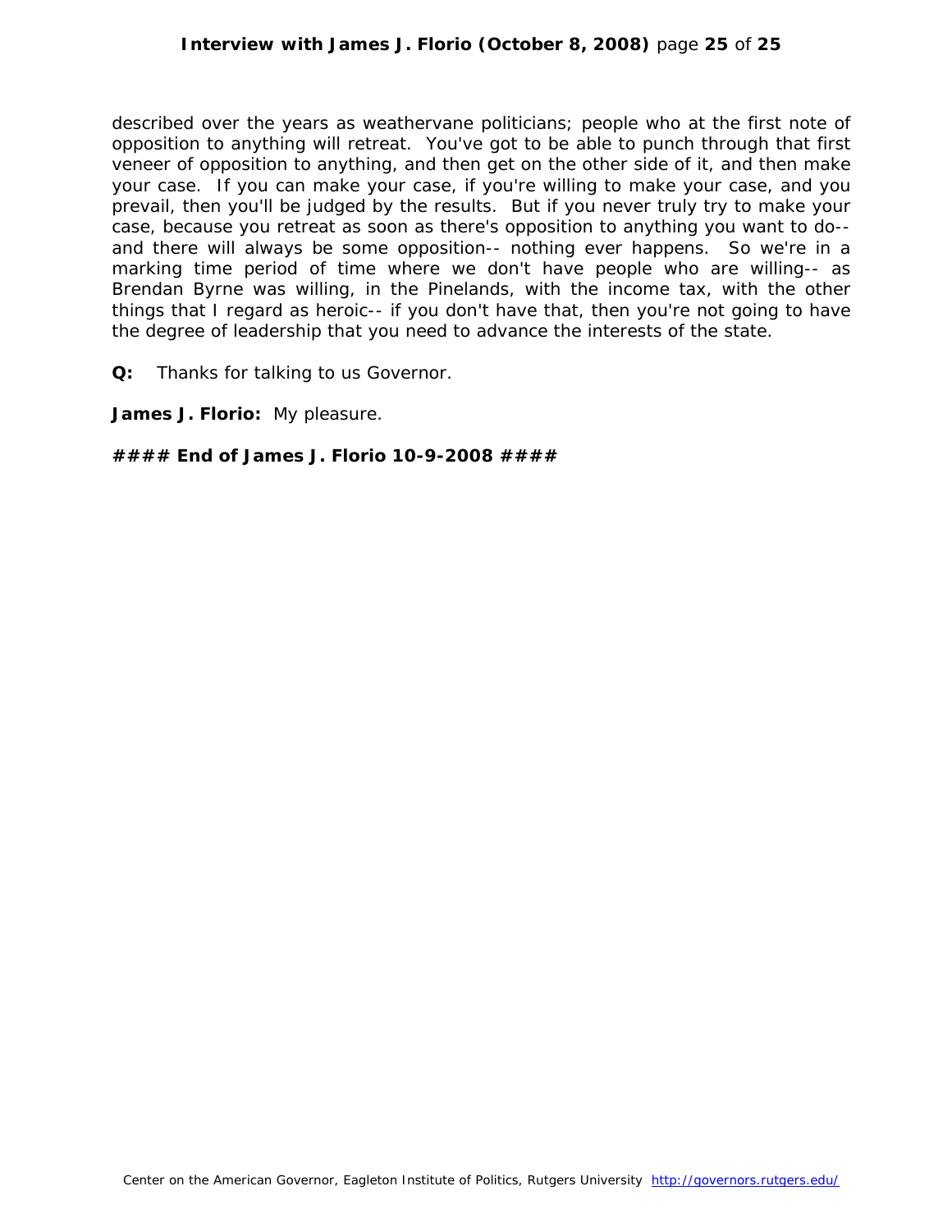described over the years as weathervane politicians; people who at the first note of opposition to anything will retreat. You've got to be able to punch through that first veneer of opposition to anything, and then get on the other side of it, and then make your case. If you can make your case, if you're willing to make your case, and you prevail, then you'll be judged by the results. But if you never truly try to make your case, because you retreat as soon as there's opposition to anything you want to do-- and there will always be some opposition-- nothing ever happens. So we're in a marking time period of time where we don't have people who are willing-- as Brendan Byrne was willing, in the Pinelands, with the income tax, with the other things that I regard as heroic-- if you don't have that, then you're not going to have the degree of leadership that you need to advance the interests of the state.

**Q:** Thanks for talking to us Governor.

**James J. Florio:** My pleasure.

**#### End of James J. Florio 10-9-2008 ####**